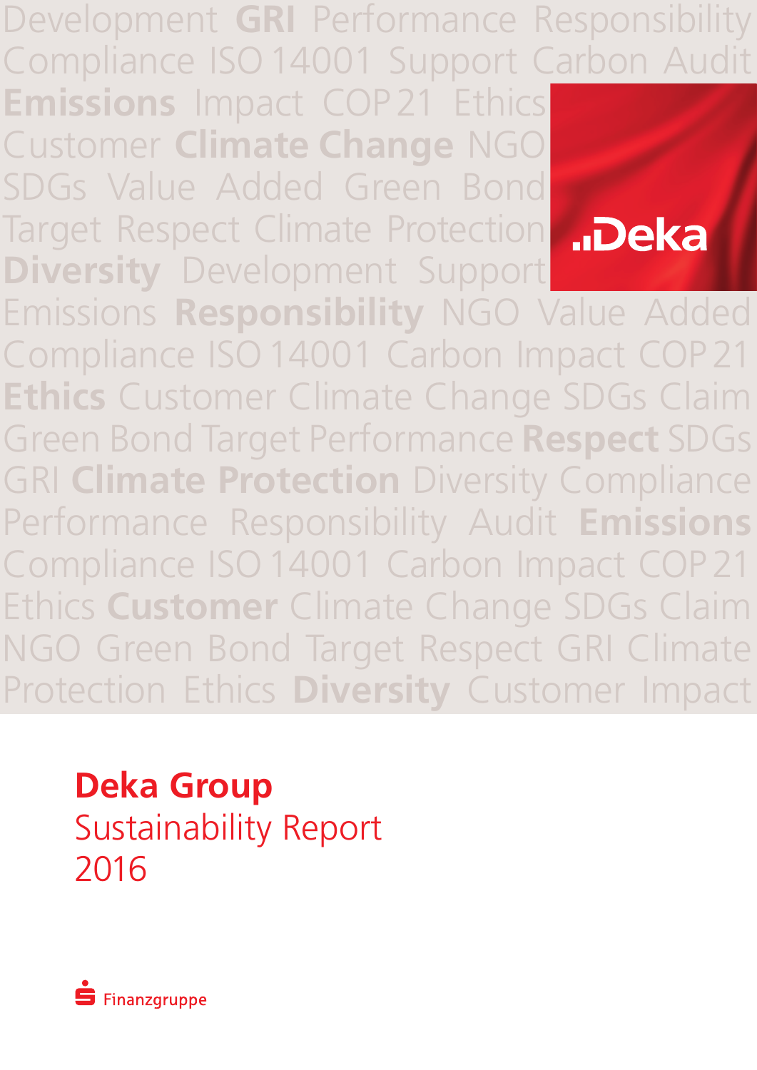# Deka Group

Sustainability Report
2016

Finanzgruppe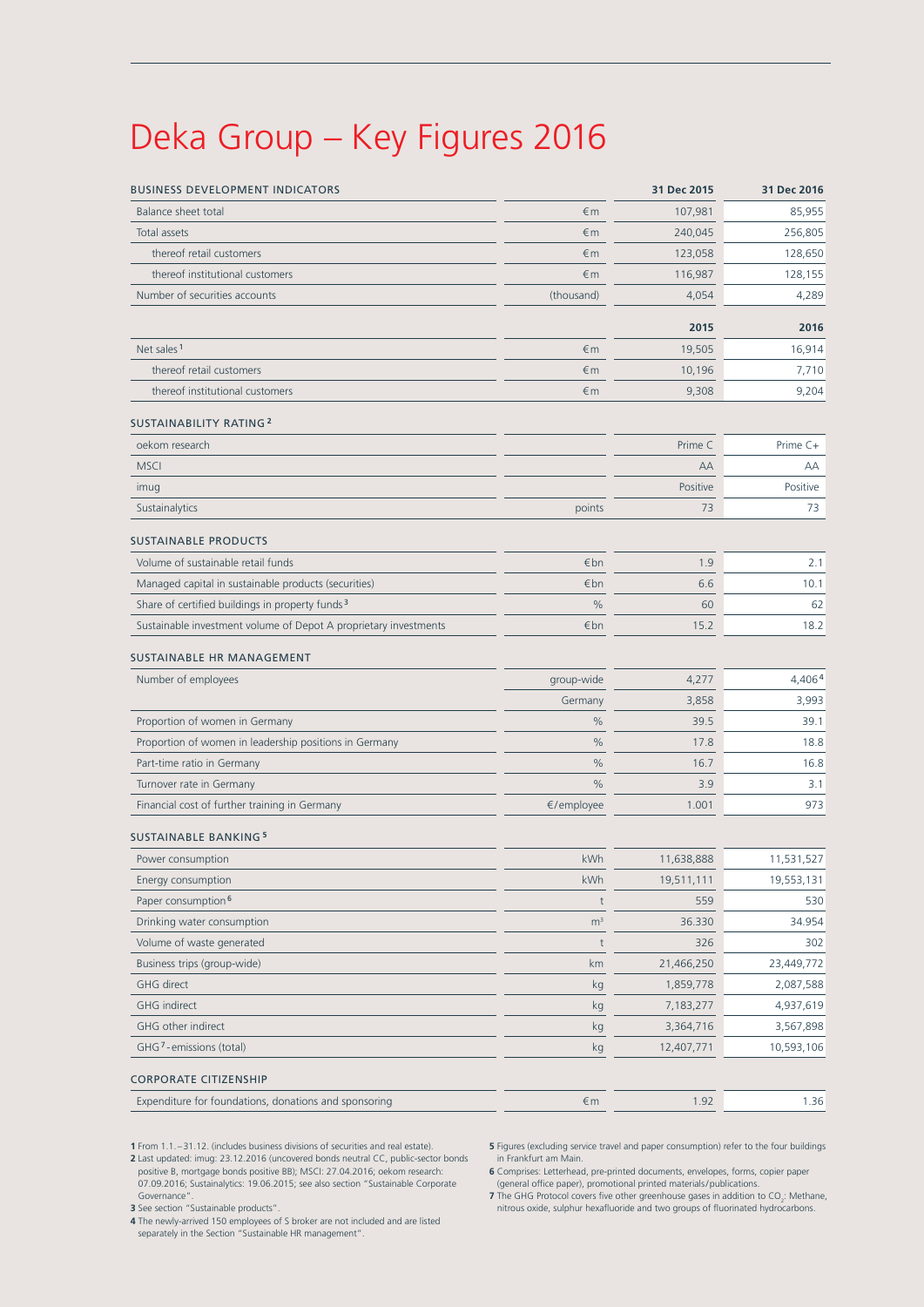# Deka Group – Key Figures 2016

| BUSINESS DEVELOPMENT INDICATORS | | 31 Dec 2015 | 31 Dec 2016 |
|---|---|---|---|
| Balance sheet total | €m | 107,981 | 85,955 |
| Total assets | €m | 240,045 | 256,805 |
| thereof retail customers | €m | 123,058 | 128,650 |
| thereof institutional customers | €m | 116,987 | 128,155 |
| Number of securities accounts | (thousand) | 4,054 | 4,289 |
| | | **2015** | **2016** |
| Net sales[1] | €m | 19,505 | 16,914 |
| thereof retail customers | €m | 10,196 | 7,710 |
| thereof institutional customers | €m | 9,308 | 9,204 |
| **SUSTAINABILITY RATING[2]** | | | |
| oekom research | | Prime C | Prime C+ |
| MSCI | | AA | AA |
| imug | | Positive | Positive |
| Sustainalytics | points | 73 | 73 |
| **SUSTAINABLE PRODUCTS** | | | |
| Volume of sustainable retail funds | €bn | 1.9 | 2.1 |
| Managed capital in sustainable products (securities) | €bn | 6.6 | 10.1 |
| Share of certified buildings in property funds[3] | % | 60 | 62 |
| Sustainable investment volume of Depot A proprietary investments | €bn | 15.2 | 18.2 |
| **SUSTAINABLE HR MANAGEMENT** | | | |
| Number of employees | group-wide | 4,277 | 4,406[4] |
| | Germany | 3,858 | 3,993 |
| Proportion of women in Germany | % | 39.5 | 39.1 |
| Proportion of women in leadership positions in Germany | % | 17.8 | 18.8 |
| Part-time ratio in Germany | % | 16.7 | 16.8 |
| Turnover rate in Germany | % | 3.9 | 3.1 |
| Financial cost of further training in Germany | €/employee | 1.001 | 973 |
| **SUSTAINABLE BANKING[5]** | | | |
| Power consumption | kWh | 11,638,888 | 11,531,527 |
| Energy consumption | kWh | 19,511,111 | 19,553,131 |
| Paper consumption[6] | t | 559 | 530 |
| Drinking water consumption | m³ | 36.330 | 34.954 |
| Volume of waste generated | t | 326 | 302 |
| Business trips (group-wide) | km | 21,466,250 | 23,449,772 |
| GHG direct | kg | 1,859,778 | 2,087,588 |
| GHG indirect | kg | 7,183,277 | 4,937,619 |
| GHG other indirect | kg | 3,364,716 | 3,567,898 |
| GHG[7]-emissions (total) | kg | 12,407,771 | 10,593,106 |
| **CORPORATE CITIZENSHIP** | | | |
| Expenditure for foundations, donations and sponsoring | €m | 1.92 | 1.36 |

**1** From 1.1.–31.12. (includes business divisions of securities and real estate).

**2** Last updated: imug: 23.12.2016 (uncovered bonds neutral CC, public-sector bonds positive B, mortgage bonds positive BB); MSCI: 27.04.2016; oekom research: 07.09.2016; Sustainalytics: 19.06.2015; see also section "Sustainable Corporate Governance".

**3** See section "Sustainable products".

**4** The newly-arrived 150 employees of S broker are not included and are listed separately in the Section "Sustainable HR management".

**5** Figures (excluding service travel and paper consumption) refer to the four buildings in Frankfurt am Main.

**6** Comprises: Letterhead, pre-printed documents, envelopes, forms, copier paper (general office paper), promotional printed materials/publications.

**7** The GHG Protocol covers five other greenhouse gases in addition to $CO_2$: Methane, nitrous oxide, sulphur hexafluoride and two groups of fluorinated hydrocarbons.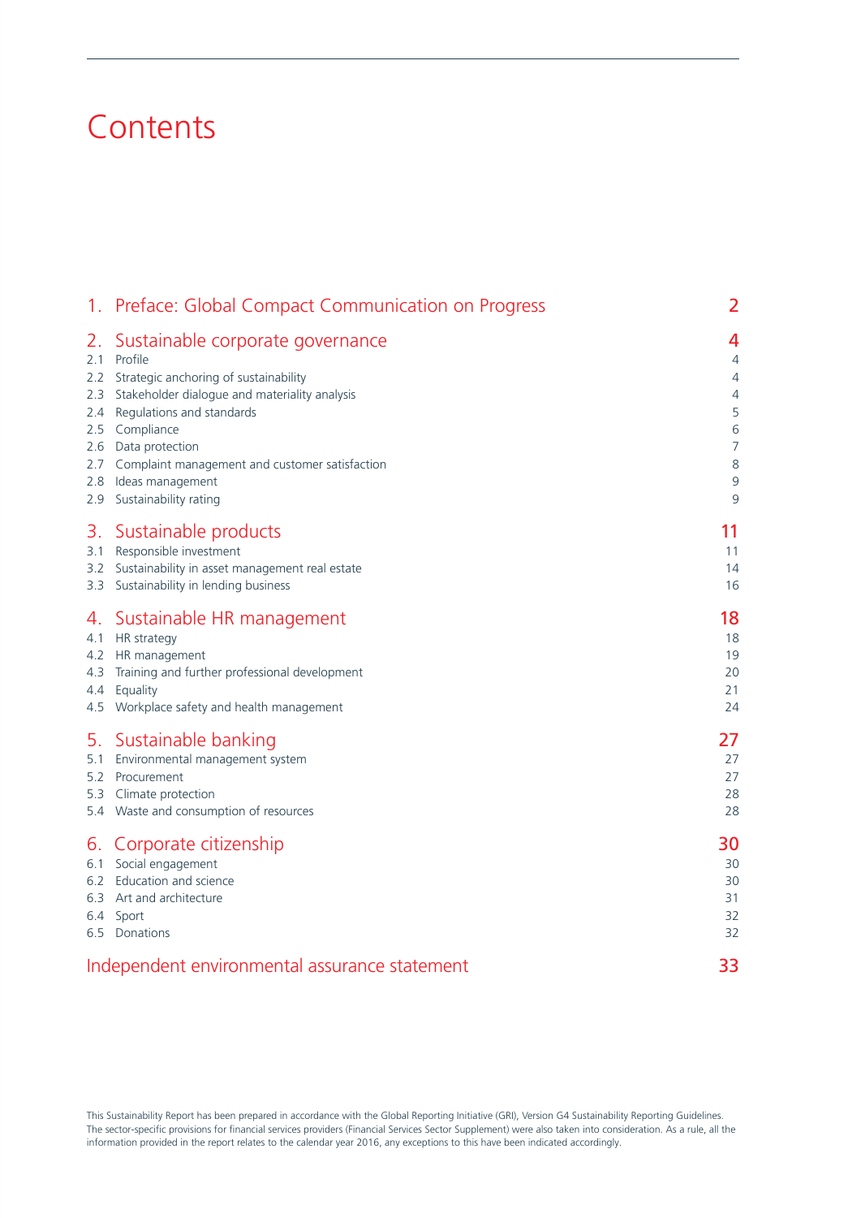# Contents

| | | |
|---|---|---|
| 1. | Preface: Global Compact Communication on Progress | 2 |
| 2. | Sustainable corporate governance | 4 |
| 2.1 | Profile | 4 |
| 2.2 | Strategic anchoring of sustainability | 4 |
| 2.3 | Stakeholder dialogue and materiality analysis | 4 |
| 2.4 | Regulations and standards | 5 |
| 2.5 | Compliance | 6 |
| 2.6 | Data protection | 7 |
| 2.7 | Complaint management and customer satisfaction | 8 |
| 2.8 | Ideas management | 9 |
| 2.9 | Sustainability rating | 9 |
| 3. | Sustainable products | 11 |
| 3.1 | Responsible investment | 11 |
| 3.2 | Sustainability in asset management real estate | 14 |
| 3.3 | Sustainability in lending business | 16 |
| 4. | Sustainable HR management | 18 |
| 4.1 | HR strategy | 18 |
| 4.2 | HR management | 19 |
| 4.3 | Training and further professional development | 20 |
| 4.4 | Equality | 21 |
| 4.5 | Workplace safety and health management | 24 |
| 5. | Sustainable banking | 27 |
| 5.1 | Environmental management system | 27 |
| 5.2 | Procurement | 27 |
| 5.3 | Climate protection | 28 |
| 5.4 | Waste and consumption of resources | 28 |
| 6. | Corporate citizenship | 30 |
| 6.1 | Social engagement | 30 |
| 6.2 | Education and science | 30 |
| 6.3 | Art and architecture | 31 |
| 6.4 | Sport | 32 |
| 6.5 | Donations | 32 |
| | Independent environmental assurance statement | 33 |

This Sustainability Report has been prepared in accordance with the Global Reporting Initiative (GRI), Version G4 Sustainability Reporting Guidelines. The sector-specific provisions for financial services providers (Financial Services Sector Supplement) were also taken into consideration. As a rule, all the information provided in the report relates to the calendar year 2016, any exceptions to this have been indicated accordingly.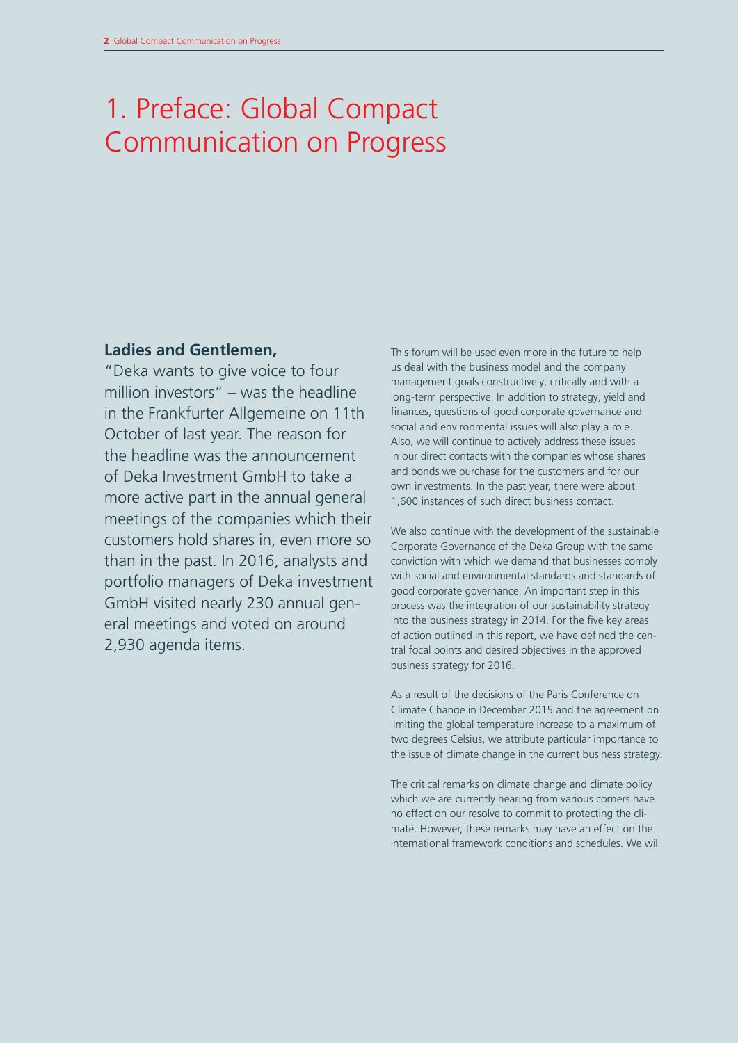# 1. Preface: Global Compact Communication on Progress

**Ladies and Gentlemen,**

"Deka wants to give voice to four million investors" – was the headline in the Frankfurter Allgemeine on 11th October of last year. The reason for the headline was the announcement of Deka Investment GmbH to take a more active part in the annual general meetings of the companies which their customers hold shares in, even more so than in the past. In 2016, analysts and portfolio managers of Deka investment GmbH visited nearly 230 annual general meetings and voted on around 2,930 agenda items.

This forum will be used even more in the future to help us deal with the business model and the company management goals constructively, critically and with a long-term perspective. In addition to strategy, yield and finances, questions of good corporate governance and social and environmental issues will also play a role. Also, we will continue to actively address these issues in our direct contacts with the companies whose shares and bonds we purchase for the customers and for our own investments. In the past year, there were about 1,600 instances of such direct business contact.

We also continue with the development of the sustainable Corporate Governance of the Deka Group with the same conviction with which we demand that businesses comply with social and environmental standards and standards of good corporate governance. An important step in this process was the integration of our sustainability strategy into the business strategy in 2014. For the five key areas of action outlined in this report, we have defined the central focal points and desired objectives in the approved business strategy for 2016.

As a result of the decisions of the Paris Conference on Climate Change in December 2015 and the agreement on limiting the global temperature increase to a maximum of two degrees Celsius, we attribute particular importance to the issue of climate change in the current business strategy.

The critical remarks on climate change and climate policy which we are currently hearing from various corners have no effect on our resolve to commit to protecting the climate. However, these remarks may have an effect on the international framework conditions and schedules. We will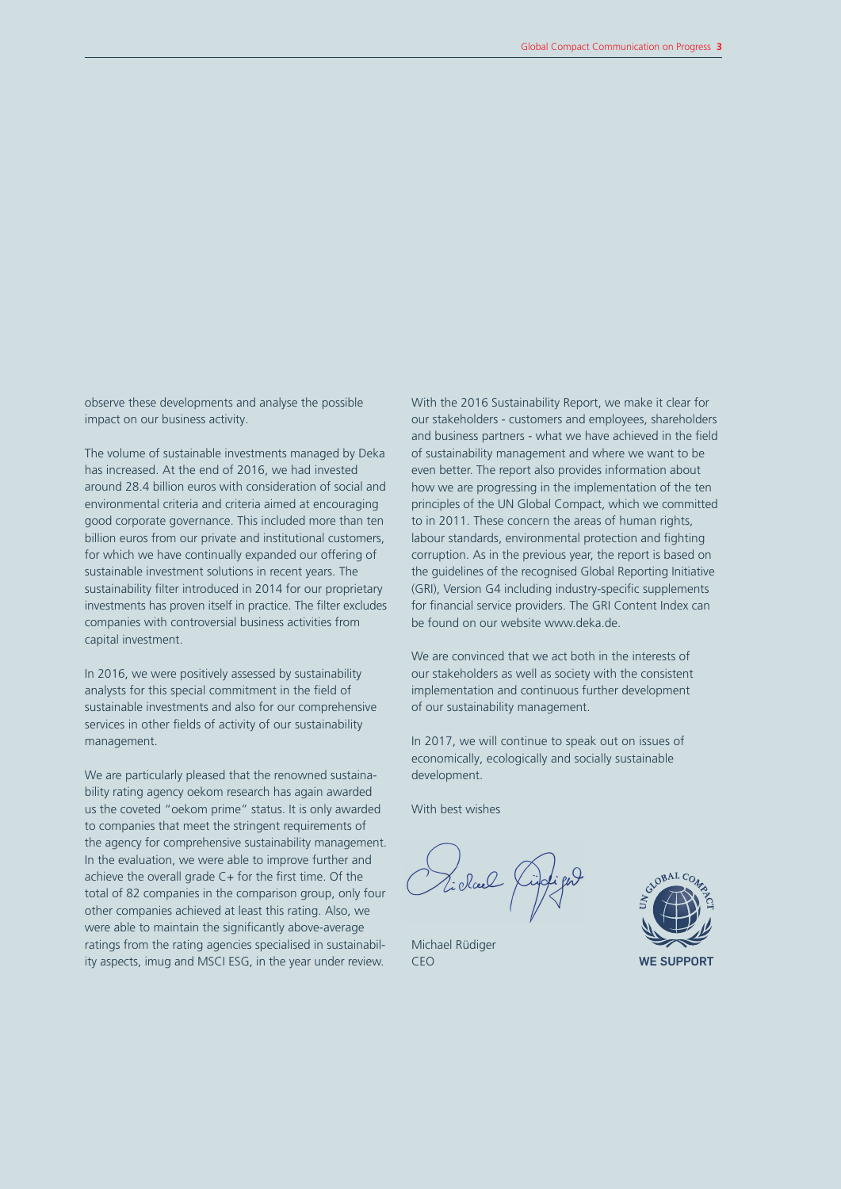observe these developments and analyse the possible impact on our business activity.

The volume of sustainable investments managed by Deka has increased. At the end of 2016, we had invested around 28.4 billion euros with consideration of social and environmental criteria and criteria aimed at encouraging good corporate governance. This included more than ten billion euros from our private and institutional customers, for which we have continually expanded our offering of sustainable investment solutions in recent years. The sustainability filter introduced in 2014 for our proprietary investments has proven itself in practice. The filter excludes companies with controversial business activities from capital investment.

In 2016, we were positively assessed by sustainability analysts for this special commitment in the field of sustainable investments and also for our comprehensive services in other fields of activity of our sustainability management.

We are particularly pleased that the renowned sustainability rating agency oekom research has again awarded us the coveted "oekom prime" status. It is only awarded to companies that meet the stringent requirements of the agency for comprehensive sustainability management. In the evaluation, we were able to improve further and achieve the overall grade C+ for the first time. Of the total of 82 companies in the comparison group, only four other companies achieved at least this rating. Also, we were able to maintain the significantly above-average ratings from the rating agencies specialised in sustainability aspects, imug and MSCI ESG, in the year under review.

With the 2016 Sustainability Report, we make it clear for our stakeholders - customers and employees, shareholders and business partners - what we have achieved in the field of sustainability management and where we want to be even better. The report also provides information about how we are progressing in the implementation of the ten principles of the UN Global Compact, which we committed to in 2011. These concern the areas of human rights, labour standards, environmental protection and fighting corruption. As in the previous year, the report is based on the guidelines of the recognised Global Reporting Initiative (GRI), Version G4 including industry-specific supplements for financial service providers. The GRI Content Index can be found on our website www.deka.de.

We are convinced that we act both in the interests of our stakeholders as well as society with the consistent implementation and continuous further development of our sustainability management.

In 2017, we will continue to speak out on issues of economically, ecologically and socially sustainable development.

With best wishes

Michael Rüdiger
CEO

WE SUPPORT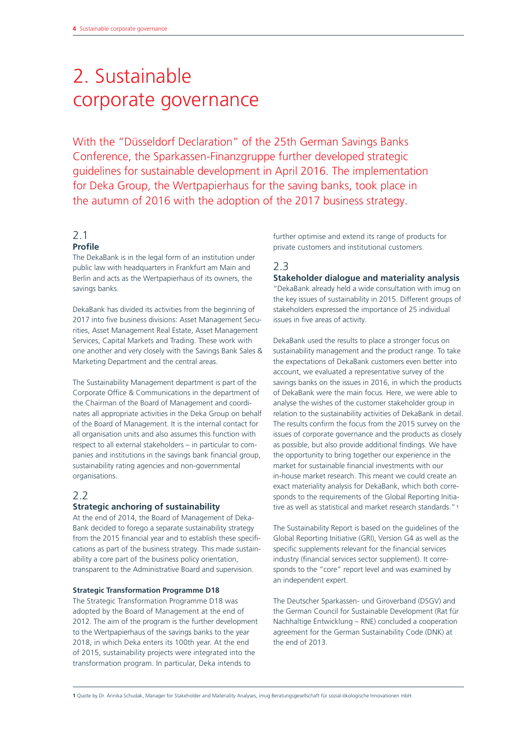# 2. Sustainable corporate governance

With the "Düsseldorf Declaration" of the 25th German Savings Banks Conference, the Sparkassen-Finanzgruppe further developed strategic guidelines for sustainable development in April 2016. The implementation for Deka Group, the Wertpapierhaus for the saving banks, took place in the autumn of 2016 with the adoption of the 2017 business strategy.

## 2.1 Profile

The DekaBank is in the legal form of an institution under public law with headquarters in Frankfurt am Main and Berlin and acts as the Wertpapierhaus of its owners, the savings banks.

DekaBank has divided its activities from the beginning of 2017 into five business divisions: Asset Management Securities, Asset Management Real Estate, Asset Management Services, Capital Markets and Trading. These work with one another and very closely with the Savings Bank Sales & Marketing Department and the central areas.

The Sustainability Management department is part of the Corporate Office & Communications in the department of the Chairman of the Board of Management and coordinates all appropriate activities in the Deka Group on behalf of the Board of Management. It is the internal contact for all organisation units and also assumes this function with respect to all external stakeholders – in particular to companies and institutions in the savings bank financial group, sustainability rating agencies and non-governmental organisations.

## 2.2 Strategic anchoring of sustainability

At the end of 2014, the Board of Management of DekaBank decided to forego a separate sustainability strategy from the 2015 financial year and to establish these specifications as part of the business strategy. This made sustainability a core part of the business policy orientation, transparent to the Administrative Board and supervision.

### Strategic Transformation Programme D18

The Strategic Transformation Programme D18 was adopted by the Board of Management at the end of 2012. The aim of the program is the further development to the Wertpapierhaus of the savings banks to the year 2018, in which Deka enters its 100th year. At the end of 2015, sustainability projects were integrated into the transformation program. In particular, Deka intends to further optimise and extend its range of products for private customers and institutional customers.

## 2.3 Stakeholder dialogue and materiality analysis

"DekaBank already held a wide consultation with imug on the key issues of sustainability in 2015. Different groups of stakeholders expressed the importance of 25 individual issues in five areas of activity.

DekaBank used the results to place a stronger focus on sustainability management and the product range. To take the expectations of DekaBank customers even better into account, we evaluated a representative survey of the savings banks on the issues in 2016, in which the products of DekaBank were the main focus. Here, we were able to analyse the wishes of the customer stakeholder group in relation to the sustainability activities of DekaBank in detail. The results confirm the focus from the 2015 survey on the issues of corporate governance and the products as closely as possible, but also provide additional findings. We have the opportunity to bring together our experience in the market for sustainable financial investments with our in-house market research. This meant we could create an exact materiality analysis for DekaBank, which both corresponds to the requirements of the Global Reporting Initiative as well as statistical and market research standards." [1]

The Sustainability Report is based on the guidelines of the Global Reporting Initiative (GRI), Version G4 as well as the specific supplements relevant for the financial services industry (financial services sector supplement). It corresponds to the "core" report level and was examined by an independent expert.

The Deutscher Sparkassen- und Giroverband (DSGV) and the German Council for Sustainable Development (Rat für Nachhaltige Entwicklung – RNE) concluded a cooperation agreement for the German Sustainability Code (DNK) at the end of 2013.

[1] Quote by Dr. Annika Schudak, Manager for Stakeholder and Materiality Analyses, imug Beratungsgesellschaft für sozial-ökologische Innovationen mbH.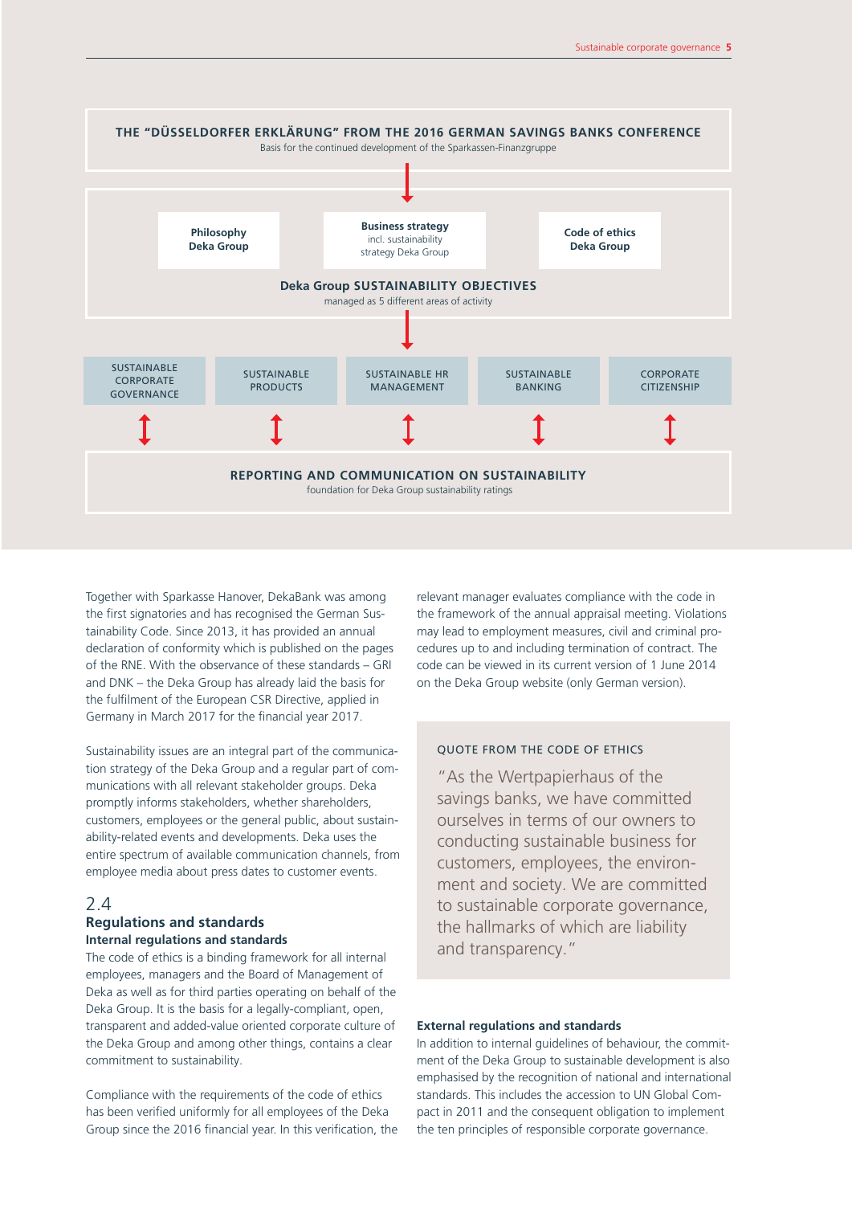**THE "DÜSSELDORFER ERKLÄRUNG" FROM THE 2016 GERMAN SAVINGS BANKS CONFERENCE**
Basis for the continued development of the Sparkassen-Finanzgruppe

**Philosophy Deka Group**

**Business strategy**
incl. sustainability strategy Deka Group

**Code of ethics Deka Group**

**Deka Group SUSTAINABILITY OBJECTIVES**
managed as 5 different areas of activity

SUSTAINABLE CORPORATE GOVERNANCE | SUSTAINABLE PRODUCTS | SUSTAINABLE HR MANAGEMENT | SUSTAINABLE BANKING | CORPORATE CITIZENSHIP

**REPORTING AND COMMUNICATION ON SUSTAINABILITY**
foundation for Deka Group sustainability ratings

Together with Sparkasse Hanover, DekaBank was among the first signatories and has recognised the German Sustainability Code. Since 2013, it has provided an annual declaration of conformity which is published on the pages of the RNE. With the observance of these standards – GRI and DNK – the Deka Group has already laid the basis for the fulfilment of the European CSR Directive, applied in Germany in March 2017 for the financial year 2017.

Sustainability issues are an integral part of the communication strategy of the Deka Group and a regular part of communications with all relevant stakeholder groups. Deka promptly informs stakeholders, whether shareholders, customers, employees or the general public, about sustainability-related events and developments. Deka uses the entire spectrum of available communication channels, from employee media about press dates to customer events.

## 2.4 Regulations and standards

### Internal regulations and standards

The code of ethics is a binding framework for all internal employees, managers and the Board of Management of Deka as well as for third parties operating on behalf of the Deka Group. It is the basis for a legally-compliant, open, transparent and added-value oriented corporate culture of the Deka Group and among other things, contains a clear commitment to sustainability.

Compliance with the requirements of the code of ethics has been verified uniformly for all employees of the Deka Group since the 2016 financial year. In this verification, the relevant manager evaluates compliance with the code in the framework of the annual appraisal meeting. Violations may lead to employment measures, civil and criminal procedures up to and including termination of contract. The code can be viewed in its current version of 1 June 2014 on the Deka Group website (only German version).

> QUOTE FROM THE CODE OF ETHICS
>
> "As the Wertpapierhaus of the savings banks, we have committed ourselves in terms of our owners to conducting sustainable business for customers, employees, the environment and society. We are committed to sustainable corporate governance, the hallmarks of which are liability and transparency."

### External regulations and standards

In addition to internal guidelines of behaviour, the commitment of the Deka Group to sustainable development is also emphasised by the recognition of national and international standards. This includes the accession to UN Global Compact in 2011 and the consequent obligation to implement the ten principles of responsible corporate governance.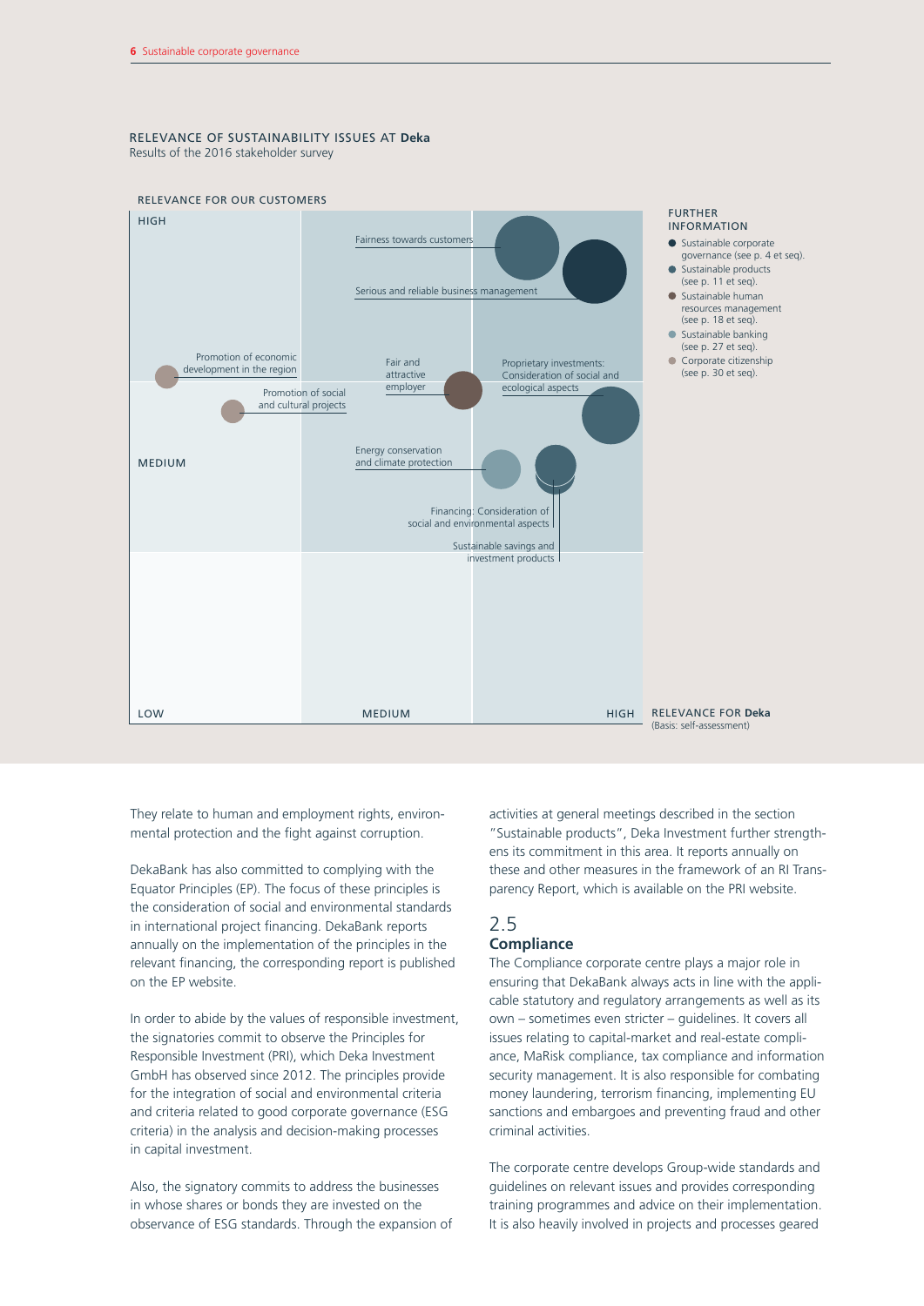**RELEVANCE OF SUSTAINABILITY ISSUES AT Deka**
Results of the 2016 stakeholder survey

RELEVANCE FOR OUR CUSTOMERS

HIGH

Fairness towards customers

Serious and reliable business management

Promotion of economic development in the region

Fair and attractive employer

Proprietary investments: Consideration of social and ecological aspects

Promotion of social and cultural projects

MEDIUM

Energy conservation and climate protection

Financing: Consideration of social and environmental aspects

Sustainable savings and investment products

LOW | MEDIUM | HIGH — RELEVANCE FOR Deka (Basis: self-assessment)

FURTHER INFORMATION

- Sustainable corporate governance (see p. 4 et seq).
- Sustainable products (see p. 11 et seq).
- Sustainable human resources management (see p. 18 et seq).
- Sustainable banking (see p. 27 et seq).
- Corporate citizenship (see p. 30 et seq).

They relate to human and employment rights, environmental protection and the fight against corruption.

DekaBank has also committed to complying with the Equator Principles (EP). The focus of these principles is the consideration of social and environmental standards in international project financing. DekaBank reports annually on the implementation of the principles in the relevant financing, the corresponding report is published on the EP website.

In order to abide by the values of responsible investment, the signatories commit to observe the Principles for Responsible Investment (PRI), which Deka Investment GmbH has observed since 2012. The principles provide for the integration of social and environmental criteria and criteria related to good corporate governance (ESG criteria) in the analysis and decision-making processes in capital investment.

Also, the signatory commits to address the businesses in whose shares or bonds they are invested on the observance of ESG standards. Through the expansion of activities at general meetings described in the section "Sustainable products", Deka Investment further strengthens its commitment in this area. It reports annually on these and other measures in the framework of an RI Transparency Report, which is available on the PRI website.

## 2.5 Compliance

The Compliance corporate centre plays a major role in ensuring that DekaBank always acts in line with the applicable statutory and regulatory arrangements as well as its own – sometimes even stricter – guidelines. It covers all issues relating to capital-market and real-estate compliance, MaRisk compliance, tax compliance and information security management. It is also responsible for combating money laundering, terrorism financing, implementing EU sanctions and embargoes and preventing fraud and other criminal activities.

The corporate centre develops Group-wide standards and guidelines on relevant issues and provides corresponding training programmes and advice on their implementation. It is also heavily involved in projects and processes geared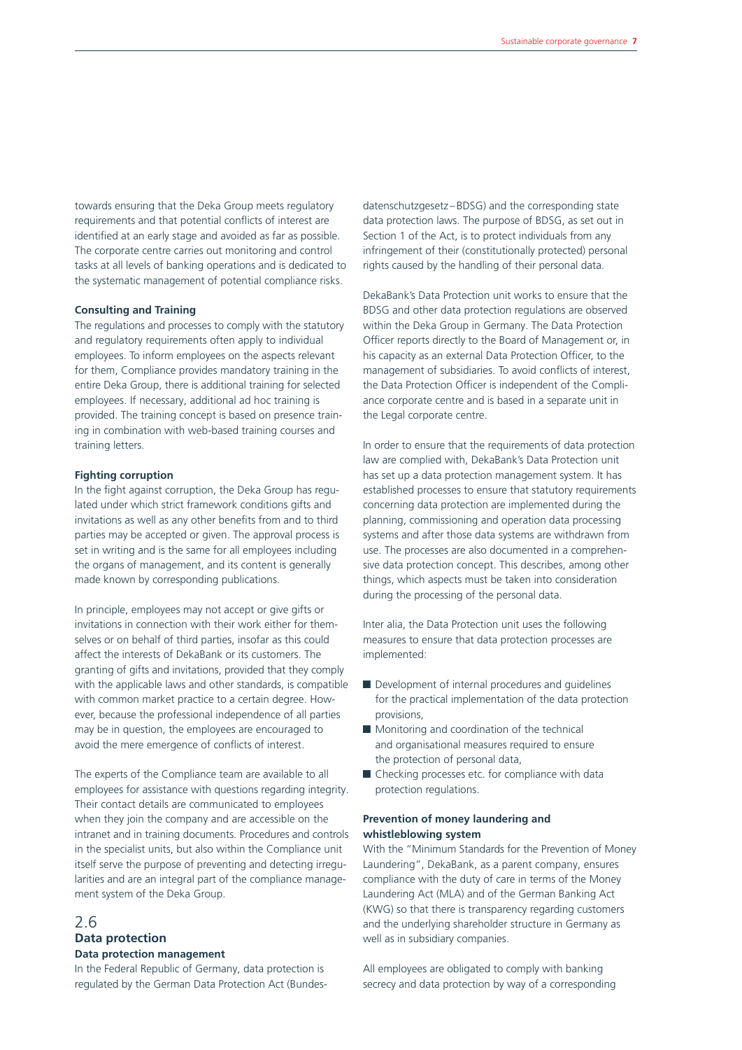towards ensuring that the Deka Group meets regulatory requirements and that potential conflicts of interest are identified at an early stage and avoided as far as possible. The corporate centre carries out monitoring and control tasks at all levels of banking operations and is dedicated to the systematic management of potential compliance risks.

**Consulting and Training**

The regulations and processes to comply with the statutory and regulatory requirements often apply to individual employees. To inform employees on the aspects relevant for them, Compliance provides mandatory training in the entire Deka Group, there is additional training for selected employees. If necessary, additional ad hoc training is provided. The training concept is based on presence training in combination with web-based training courses and training letters.

**Fighting corruption**

In the fight against corruption, the Deka Group has regulated under which strict framework conditions gifts and invitations as well as any other benefits from and to third parties may be accepted or given. The approval process is set in writing and is the same for all employees including the organs of management, and its content is generally made known by corresponding publications.

In principle, employees may not accept or give gifts or invitations in connection with their work either for themselves or on behalf of third parties, insofar as this could affect the interests of DekaBank or its customers. The granting of gifts and invitations, provided that they comply with the applicable laws and other standards, is compatible with common market practice to a certain degree. However, because the professional independence of all parties may be in question, the employees are encouraged to avoid the mere emergence of conflicts of interest.

The experts of the Compliance team are available to all employees for assistance with questions regarding integrity. Their contact details are communicated to employees when they join the company and are accessible on the intranet and in training documents. Procedures and controls in the specialist units, but also within the Compliance unit itself serve the purpose of preventing and detecting irregularities and are an integral part of the compliance management system of the Deka Group.

## 2.6 Data protection

**Data protection management**

In the Federal Republic of Germany, data protection is regulated by the German Data Protection Act (Bundesdatenschutzgesetz – BDSG) and the corresponding state data protection laws. The purpose of BDSG, as set out in Section 1 of the Act, is to protect individuals from any infringement of their (constitutionally protected) personal rights caused by the handling of their personal data.

DekaBank's Data Protection unit works to ensure that the BDSG and other data protection regulations are observed within the Deka Group in Germany. The Data Protection Officer reports directly to the Board of Management or, in his capacity as an external Data Protection Officer, to the management of subsidiaries. To avoid conflicts of interest, the Data Protection Officer is independent of the Compliance corporate centre and is based in a separate unit in the Legal corporate centre.

In order to ensure that the requirements of data protection law are complied with, DekaBank's Data Protection unit has set up a data protection management system. It has established processes to ensure that statutory requirements concerning data protection are implemented during the planning, commissioning and operation data processing systems and after those data systems are withdrawn from use. The processes are also documented in a comprehensive data protection concept. This describes, among other things, which aspects must be taken into consideration during the processing of the personal data.

Inter alia, the Data Protection unit uses the following measures to ensure that data protection processes are implemented:

- Development of internal procedures and guidelines for the practical implementation of the data protection provisions,
- Monitoring and coordination of the technical and organisational measures required to ensure the protection of personal data,
- Checking processes etc. for compliance with data protection regulations.

**Prevention of money laundering and whistleblowing system**

With the "Minimum Standards for the Prevention of Money Laundering", DekaBank, as a parent company, ensures compliance with the duty of care in terms of the Money Laundering Act (MLA) and of the German Banking Act (KWG) so that there is transparency regarding customers and the underlying shareholder structure in Germany as well as in subsidiary companies.

All employees are obligated to comply with banking secrecy and data protection by way of a corresponding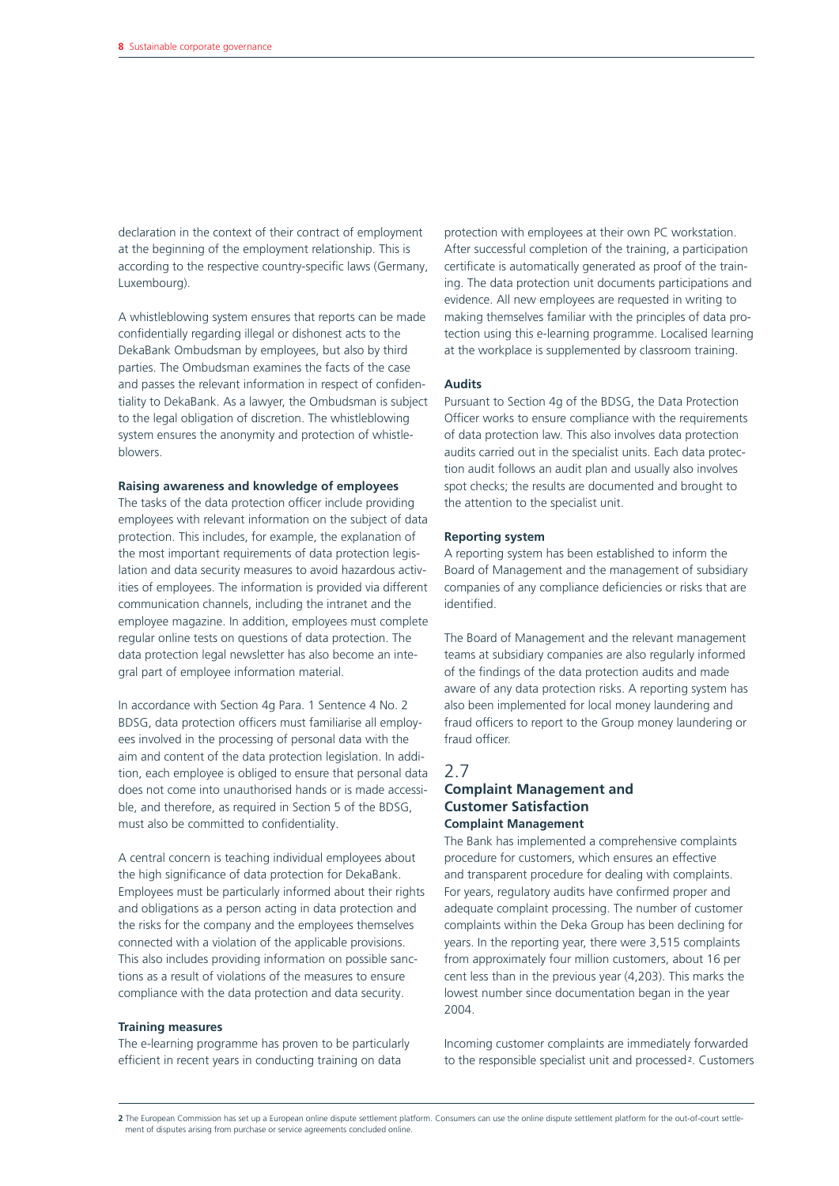declaration in the context of their contract of employment at the beginning of the employment relationship. This is according to the respective country-specific laws (Germany, Luxembourg).

A whistleblowing system ensures that reports can be made confidentially regarding illegal or dishonest acts to the DekaBank Ombudsman by employees, but also by third parties. The Ombudsman examines the facts of the case and passes the relevant information in respect of confidentiality to DekaBank. As a lawyer, the Ombudsman is subject to the legal obligation of discretion. The whistleblowing system ensures the anonymity and protection of whistleblowers.

**Raising awareness and knowledge of employees**
The tasks of the data protection officer include providing employees with relevant information on the subject of data protection. This includes, for example, the explanation of the most important requirements of data protection legislation and data security measures to avoid hazardous activities of employees. The information is provided via different communication channels, including the intranet and the employee magazine. In addition, employees must complete regular online tests on questions of data protection. The data protection legal newsletter has also become an integral part of employee information material.

In accordance with Section 4g Para. 1 Sentence 4 No. 2 BDSG, data protection officers must familiarise all employees involved in the processing of personal data with the aim and content of the data protection legislation. In addition, each employee is obliged to ensure that personal data does not come into unauthorised hands or is made accessible, and therefore, as required in Section 5 of the BDSG, must also be committed to confidentiality.

A central concern is teaching individual employees about the high significance of data protection for DekaBank. Employees must be particularly informed about their rights and obligations as a person acting in data protection and the risks for the company and the employees themselves connected with a violation of the applicable provisions. This also includes providing information on possible sanctions as a result of violations of the measures to ensure compliance with the data protection and data security.

**Training measures**
The e-learning programme has proven to be particularly efficient in recent years in conducting training on data protection with employees at their own PC workstation. After successful completion of the training, a participation certificate is automatically generated as proof of the training. The data protection unit documents participations and evidence. All new employees are requested in writing to making themselves familiar with the principles of data protection using this e-learning programme. Localised learning at the workplace is supplemented by classroom training.

**Audits**
Pursuant to Section 4g of the BDSG, the Data Protection Officer works to ensure compliance with the requirements of data protection law. This also involves data protection audits carried out in the specialist units. Each data protection audit follows an audit plan and usually also involves spot checks; the results are documented and brought to the attention to the specialist unit.

**Reporting system**
A reporting system has been established to inform the Board of Management and the management of subsidiary companies of any compliance deficiencies or risks that are identified.

The Board of Management and the relevant management teams at subsidiary companies are also regularly informed of the findings of the data protection audits and made aware of any data protection risks. A reporting system has also been implemented for local money laundering and fraud officers to report to the Group money laundering or fraud officer.

## 2.7 Complaint Management and Customer Satisfaction

**Complaint Management**
The Bank has implemented a comprehensive complaints procedure for customers, which ensures an effective and transparent procedure for dealing with complaints. For years, regulatory audits have confirmed proper and adequate complaint processing. The number of customer complaints within the Deka Group has been declining for years. In the reporting year, there were 3,515 complaints from approximately four million customers, about 16 per cent less than in the previous year (4,203). This marks the lowest number since documentation began in the year 2004.

Incoming customer complaints are immediately forwarded to the responsible specialist unit and processed[2]. Customers

[2] The European Commission has set up a European online dispute settlement platform. Consumers can use the online dispute settlement platform for the out-of-court settlement of disputes arising from purchase or service agreements concluded online.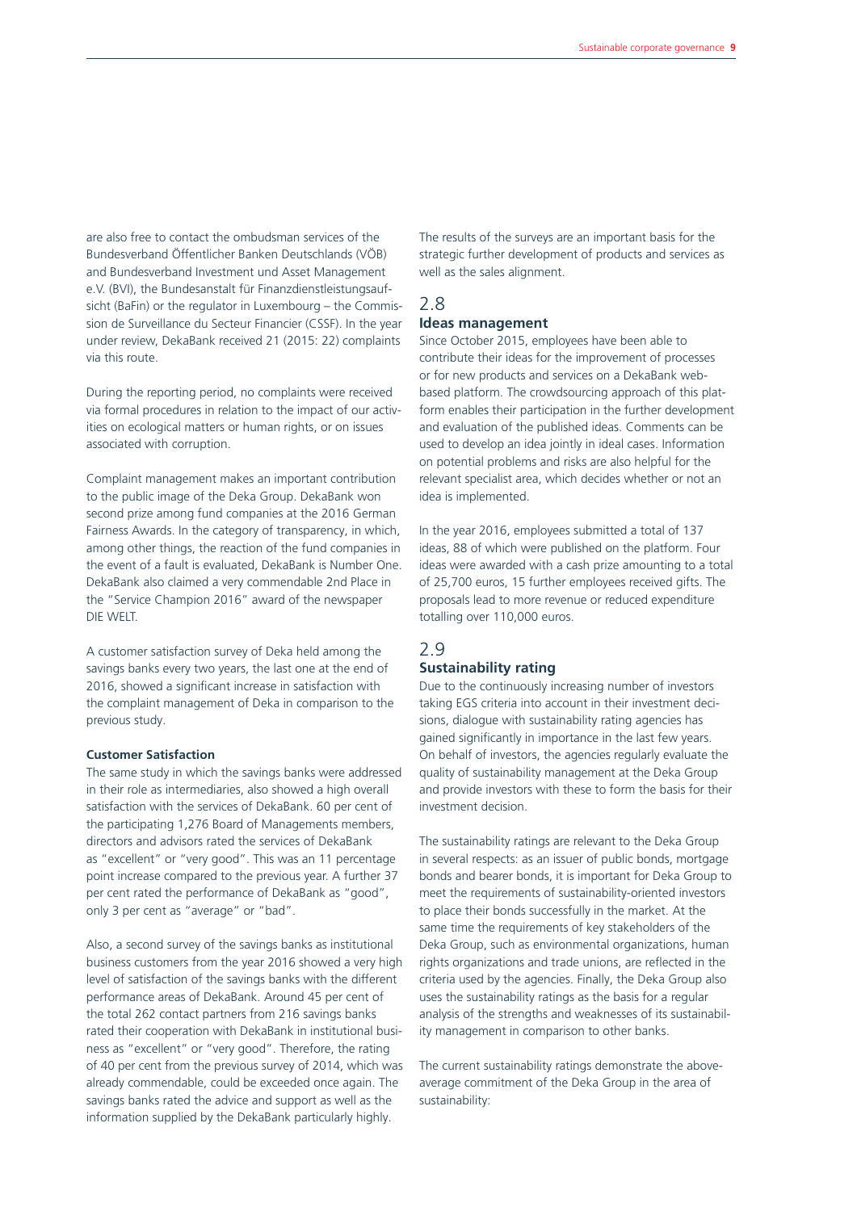are also free to contact the ombudsman services of the Bundesverband Öffentlicher Banken Deutschlands (VÖB) and Bundesverband Investment und Asset Management e.V. (BVI), the Bundesanstalt für Finanzdienstleistungsaufsicht (BaFin) or the regulator in Luxembourg – the Commission de Surveillance du Secteur Financier (CSSF). In the year under review, DekaBank received 21 (2015: 22) complaints via this route.

During the reporting period, no complaints were received via formal procedures in relation to the impact of our activities on ecological matters or human rights, or on issues associated with corruption.

Complaint management makes an important contribution to the public image of the Deka Group. DekaBank won second prize among fund companies at the 2016 German Fairness Awards. In the category of transparency, in which, among other things, the reaction of the fund companies in the event of a fault is evaluated, DekaBank is Number One. DekaBank also claimed a very commendable 2nd Place in the "Service Champion 2016" award of the newspaper DIE WELT.

A customer satisfaction survey of Deka held among the savings banks every two years, the last one at the end of 2016, showed a significant increase in satisfaction with the complaint management of Deka in comparison to the previous study.

**Customer Satisfaction**

The same study in which the savings banks were addressed in their role as intermediaries, also showed a high overall satisfaction with the services of DekaBank. 60 per cent of the participating 1,276 Board of Managements members, directors and advisors rated the services of DekaBank as "excellent" or "very good". This was an 11 percentage point increase compared to the previous year. A further 37 per cent rated the performance of DekaBank as "good", only 3 per cent as "average" or "bad".

Also, a second survey of the savings banks as institutional business customers from the year 2016 showed a very high level of satisfaction of the savings banks with the different performance areas of DekaBank. Around 45 per cent of the total 262 contact partners from 216 savings banks rated their cooperation with DekaBank in institutional business as "excellent" or "very good". Therefore, the rating of 40 per cent from the previous survey of 2014, which was already commendable, could be exceeded once again. The savings banks rated the advice and support as well as the information supplied by the DekaBank particularly highly.

The results of the surveys are an important basis for the strategic further development of products and services as well as the sales alignment.

## 2.8 Ideas management

Since October 2015, employees have been able to contribute their ideas for the improvement of processes or for new products and services on a DekaBank web-based platform. The crowdsourcing approach of this platform enables their participation in the further development and evaluation of the published ideas. Comments can be used to develop an idea jointly in ideal cases. Information on potential problems and risks are also helpful for the relevant specialist area, which decides whether or not an idea is implemented.

In the year 2016, employees submitted a total of 137 ideas, 88 of which were published on the platform. Four ideas were awarded with a cash prize amounting to a total of 25,700 euros, 15 further employees received gifts. The proposals lead to more revenue or reduced expenditure totalling over 110,000 euros.

## 2.9 Sustainability rating

Due to the continuously increasing number of investors taking EGS criteria into account in their investment decisions, dialogue with sustainability rating agencies has gained significantly in importance in the last few years. On behalf of investors, the agencies regularly evaluate the quality of sustainability management at the Deka Group and provide investors with these to form the basis for their investment decision.

The sustainability ratings are relevant to the Deka Group in several respects: as an issuer of public bonds, mortgage bonds and bearer bonds, it is important for Deka Group to meet the requirements of sustainability-oriented investors to place their bonds successfully in the market. At the same time the requirements of key stakeholders of the Deka Group, such as environmental organizations, human rights organizations and trade unions, are reflected in the criteria used by the agencies. Finally, the Deka Group also uses the sustainability ratings as the basis for a regular analysis of the strengths and weaknesses of its sustainability management in comparison to other banks.

The current sustainability ratings demonstrate the above-average commitment of the Deka Group in the area of sustainability: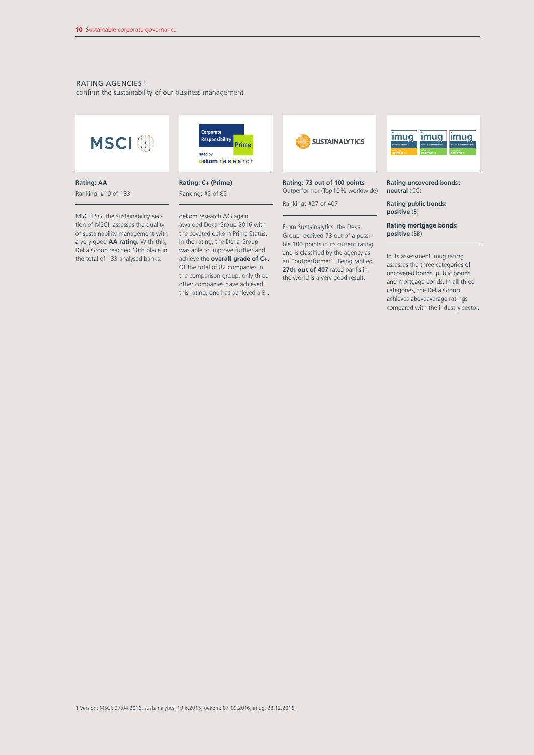## RATING AGENCIES[1]

confirm the sustainability of our business management

**Rating: AA**

Ranking: #10 of 133

MSCI ESG, the sustainability section of MSCI, assesses the quality of sustainability management with a very good **AA rating**. With this, Deka Group reached 10th place in the total of 133 analysed banks.

**Rating: C+ (Prime)**

Ranking: #2 of 82

oekom research AG again awarded Deka Group 2016 with the coveted oekom Prime Status. In the rating, the Deka Group was able to improve further and achieve the **overall grade of C+**. Of the total of 82 companies in the comparison group, only three other companies have achieved this rating, one has achieved a B-.

**Rating: 73 out of 100 points**

Outperformer (Top 10 % worldwide)

Ranking: #27 of 407

From Sustainalytics, the Deka Group received 73 out of a possible 100 points in its current rating and is classified by the agency as an "outperformer". Being ranked **27th out of 407** rated banks in the world is a very good result.

**Rating uncovered bonds: neutral** (CC)

**Rating public bonds: positive** (B)

**Rating mortgage bonds: positive** (BB)

In its assessment imug rating assesses the three categories of uncovered bonds, public bonds and mortgage bonds. In all three categories, the Deka Group achieves aboveaverage ratings compared with the industry sector.

[1] Version: MSCI: 27.04.2016; sustainalytics: 19.6.2015; oekom: 07.09.2016; imug: 23.12.2016.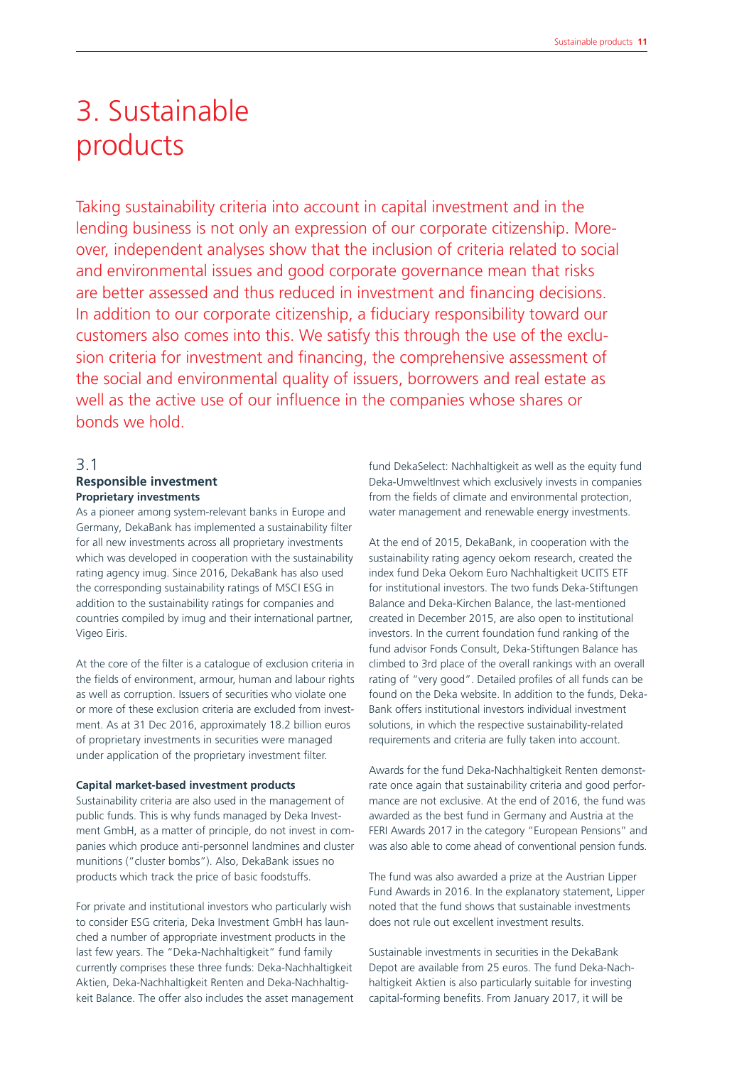# 3. Sustainable products

Taking sustainability criteria into account in capital investment and in the lending business is not only an expression of our corporate citizenship. Moreover, independent analyses show that the inclusion of criteria related to social and environmental issues and good corporate governance mean that risks are better assessed and thus reduced in investment and financing decisions. In addition to our corporate citizenship, a fiduciary responsibility toward our customers also comes into this. We satisfy this through the use of the exclusion criteria for investment and financing, the comprehensive assessment of the social and environmental quality of issuers, borrowers and real estate as well as the active use of our influence in the companies whose shares or bonds we hold.

## 3.1 Responsible investment

**Proprietary investments**

As a pioneer among system-relevant banks in Europe and Germany, DekaBank has implemented a sustainability filter for all new investments across all proprietary investments which was developed in cooperation with the sustainability rating agency imug. Since 2016, DekaBank has also used the corresponding sustainability ratings of MSCI ESG in addition to the sustainability ratings for companies and countries compiled by imug and their international partner, Vigeo Eiris.

At the core of the filter is a catalogue of exclusion criteria in the fields of environment, armour, human and labour rights as well as corruption. Issuers of securities who violate one or more of these exclusion criteria are excluded from investment. As at 31 Dec 2016, approximately 18.2 billion euros of proprietary investments in securities were managed under application of the proprietary investment filter.

**Capital market-based investment products**

Sustainability criteria are also used in the management of public funds. This is why funds managed by Deka Investment GmbH, as a matter of principle, do not invest in companies which produce anti-personnel landmines and cluster munitions ("cluster bombs"). Also, DekaBank issues no products which track the price of basic foodstuffs.

For private and institutional investors who particularly wish to consider ESG criteria, Deka Investment GmbH has launched a number of appropriate investment products in the last few years. The "Deka-Nachhaltigkeit" fund family currently comprises these three funds: Deka-Nachhaltigkeit Aktien, Deka-Nachhaltigkeit Renten and Deka-Nachhaltigkeit Balance. The offer also includes the asset management fund DekaSelect: Nachhaltigkeit as well as the equity fund Deka-UmweltInvest which exclusively invests in companies from the fields of climate and environmental protection, water management and renewable energy investments.

At the end of 2015, DekaBank, in cooperation with the sustainability rating agency oekom research, created the index fund Deka Oekom Euro Nachhaltigkeit UCITS ETF for institutional investors. The two funds Deka-Stiftungen Balance and Deka-Kirchen Balance, the last-mentioned created in December 2015, are also open to institutional investors. In the current foundation fund ranking of the fund advisor Fonds Consult, Deka-Stiftungen Balance has climbed to 3rd place of the overall rankings with an overall rating of "very good". Detailed profiles of all funds can be found on the Deka website. In addition to the funds, DekaBank offers institutional investors individual investment solutions, in which the respective sustainability-related requirements and criteria are fully taken into account.

Awards for the fund Deka-Nachhaltigkeit Renten demonstrate once again that sustainability criteria and good performance are not exclusive. At the end of 2016, the fund was awarded as the best fund in Germany and Austria at the FERI Awards 2017 in the category "European Pensions" and was also able to come ahead of conventional pension funds.

The fund was also awarded a prize at the Austrian Lipper Fund Awards in 2016. In the explanatory statement, Lipper noted that the fund shows that sustainable investments does not rule out excellent investment results.

Sustainable investments in securities in the DekaBank Depot are available from 25 euros. The fund Deka-Nachhaltigkeit Aktien is also particularly suitable for investing capital-forming benefits. From January 2017, it will be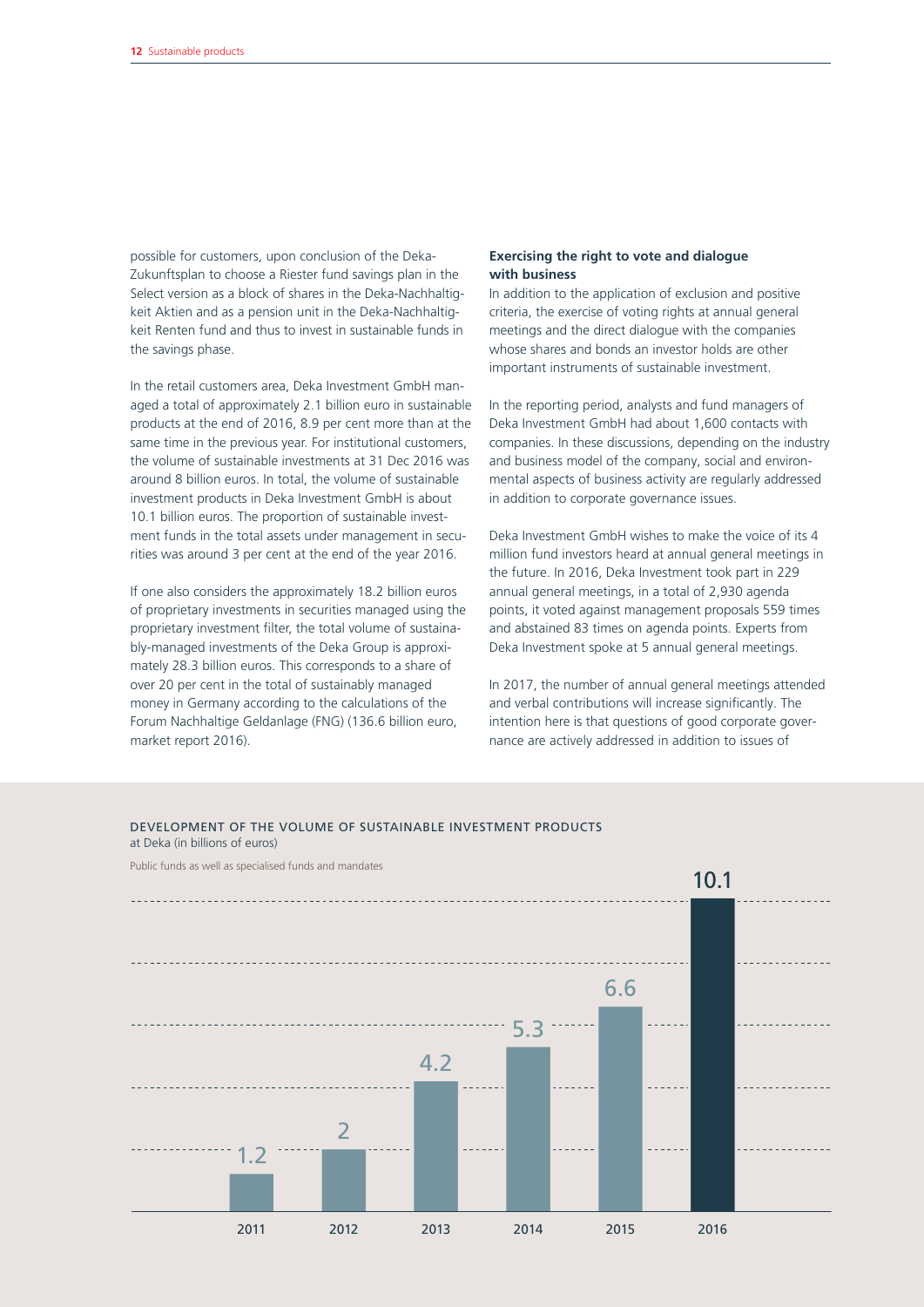possible for customers, upon conclusion of the Deka-Zukunftsplan to choose a Riester fund savings plan in the Select version as a block of shares in the Deka-Nachhaltigkeit Aktien and as a pension unit in the Deka-Nachhaltigkeit Renten fund and thus to invest in sustainable funds in the savings phase.

In the retail customers area, Deka Investment GmbH managed a total of approximately 2.1 billion euro in sustainable products at the end of 2016, 8.9 per cent more than at the same time in the previous year. For institutional customers, the volume of sustainable investments at 31 Dec 2016 was around 8 billion euros. In total, the volume of sustainable investment products in Deka Investment GmbH is about 10.1 billion euros. The proportion of sustainable investment funds in the total assets under management in securities was around 3 per cent at the end of the year 2016.

If one also considers the approximately 18.2 billion euros of proprietary investments in securities managed using the proprietary investment filter, the total volume of sustainably-managed investments of the Deka Group is approximately 28.3 billion euros. This corresponds to a share of over 20 per cent in the total of sustainably managed money in Germany according to the calculations of the Forum Nachhaltige Geldanlage (FNG) (136.6 billion euro, market report 2016).

### Exercising the right to vote and dialogue with business

In addition to the application of exclusion and positive criteria, the exercise of voting rights at annual general meetings and the direct dialogue with the companies whose shares and bonds an investor holds are other important instruments of sustainable investment.

In the reporting period, analysts and fund managers of Deka Investment GmbH had about 1,600 contacts with companies. In these discussions, depending on the industry and business model of the company, social and environmental aspects of business activity are regularly addressed in addition to corporate governance issues.

Deka Investment GmbH wishes to make the voice of its 4 million fund investors heard at annual general meetings in the future. In 2016, Deka Investment took part in 229 annual general meetings, in a total of 2,930 agenda points, it voted against management proposals 559 times and abstained 83 times on agenda points. Experts from Deka Investment spoke at 5 annual general meetings.

In 2017, the number of annual general meetings attended and verbal contributions will increase significantly. The intention here is that questions of good corporate governance are actively addressed in addition to issues of

DEVELOPMENT OF THE VOLUME OF SUSTAINABLE INVESTMENT PRODUCTS
at Deka (in billions of euros)

Public funds as well as specialised funds and mandates

| Year | Volume |
|---|---|
| 2011 | 1.2 |
| 2012 | 2 |
| 2013 | 4.2 |
| 2014 | 5.3 |
| 2015 | 6.6 |
| 2016 | 10.1 |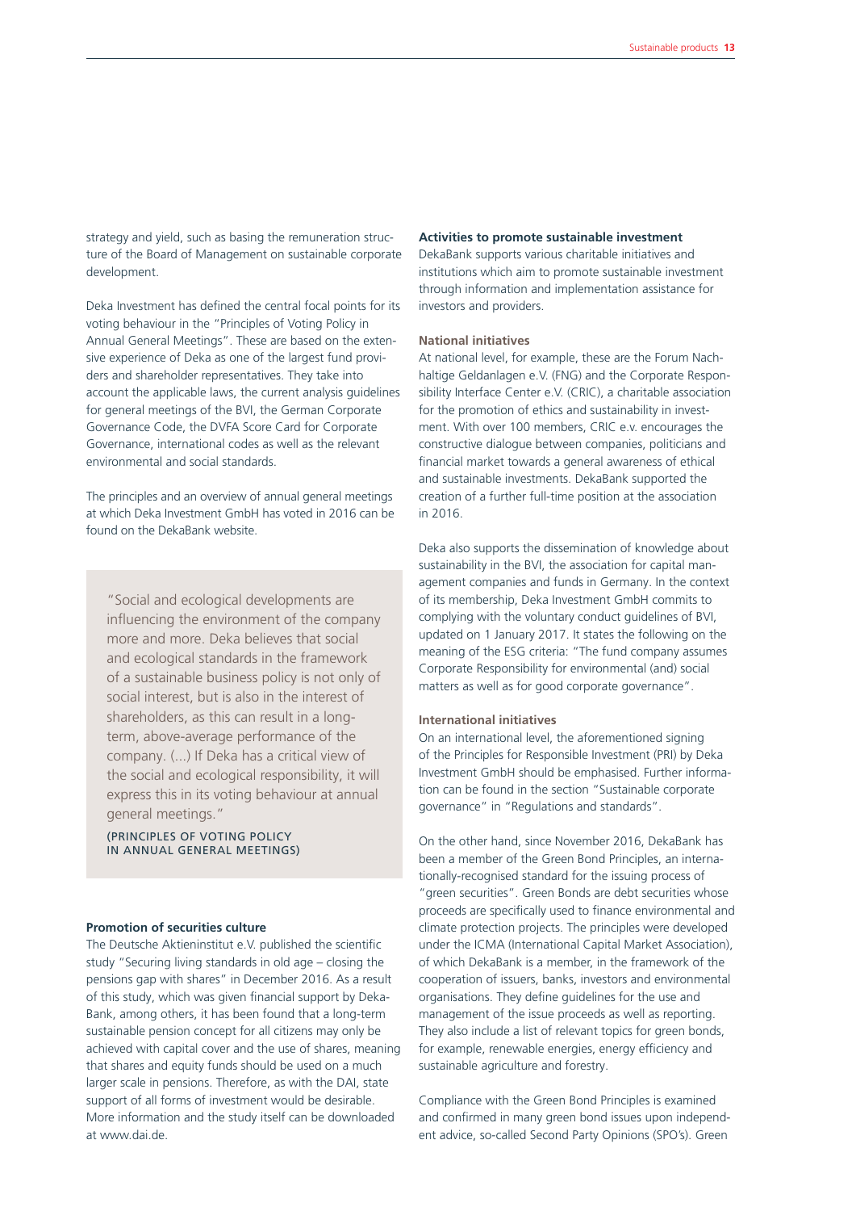strategy and yield, such as basing the remuneration structure of the Board of Management on sustainable corporate development.

Deka Investment has defined the central focal points for its voting behaviour in the "Principles of Voting Policy in Annual General Meetings". These are based on the extensive experience of Deka as one of the largest fund providers and shareholder representatives. They take into account the applicable laws, the current analysis guidelines for general meetings of the BVI, the German Corporate Governance Code, the DVFA Score Card for Corporate Governance, international codes as well as the relevant environmental and social standards.

The principles and an overview of annual general meetings at which Deka Investment GmbH has voted in 2016 can be found on the DekaBank website.

> "Social and ecological developments are influencing the environment of the company more and more. Deka believes that social and ecological standards in the framework of a sustainable business policy is not only of social interest, but is also in the interest of shareholders, as this can result in a long-term, above-average performance of the company. (...) If Deka has a critical view of the social and ecological responsibility, it will express this in its voting behaviour at annual general meetings."
>
> (PRINCIPLES OF VOTING POLICY IN ANNUAL GENERAL MEETINGS)

**Promotion of securities culture**

The Deutsche Aktieninstitut e.V. published the scientific study "Securing living standards in old age – closing the pensions gap with shares" in December 2016. As a result of this study, which was given financial support by DekaBank, among others, it has been found that a long-term sustainable pension concept for all citizens may only be achieved with capital cover and the use of shares, meaning that shares and equity funds should be used on a much larger scale in pensions. Therefore, as with the DAI, state support of all forms of investment would be desirable. More information and the study itself can be downloaded at www.dai.de.

**Activities to promote sustainable investment**

DekaBank supports various charitable initiatives and institutions which aim to promote sustainable investment through information and implementation assistance for investors and providers.

**National initiatives**

At national level, for example, these are the Forum Nachhaltige Geldanlagen e.V. (FNG) and the Corporate Responsibility Interface Center e.V. (CRIC), a charitable association for the promotion of ethics and sustainability in investment. With over 100 members, CRIC e.V. encourages the constructive dialogue between companies, politicians and financial market towards a general awareness of ethical and sustainable investments. DekaBank supported the creation of a further full-time position at the association in 2016.

Deka also supports the dissemination of knowledge about sustainability in the BVI, the association for capital management companies and funds in Germany. In the context of its membership, Deka Investment GmbH commits to complying with the voluntary conduct guidelines of BVI, updated on 1 January 2017. It states the following on the meaning of the ESG criteria: "The fund company assumes Corporate Responsibility for environmental (and) social matters as well as for good corporate governance".

**International initiatives**

On an international level, the aforementioned signing of the Principles for Responsible Investment (PRI) by Deka Investment GmbH should be emphasised. Further information can be found in the section "Sustainable corporate governance" in "Regulations and standards".

On the other hand, since November 2016, DekaBank has been a member of the Green Bond Principles, an internationally-recognised standard for the issuing process of "green securities". Green Bonds are debt securities whose proceeds are specifically used to finance environmental and climate protection projects. The principles were developed under the ICMA (International Capital Market Association), of which DekaBank is a member, in the framework of the cooperation of issuers, banks, investors and environmental organisations. They define guidelines for the use and management of the issue proceeds as well as reporting. They also include a list of relevant topics for green bonds, for example, renewable energies, energy efficiency and sustainable agriculture and forestry.

Compliance with the Green Bond Principles is examined and confirmed in many green bond issues upon independent advice, so-called Second Party Opinions (SPO's). Green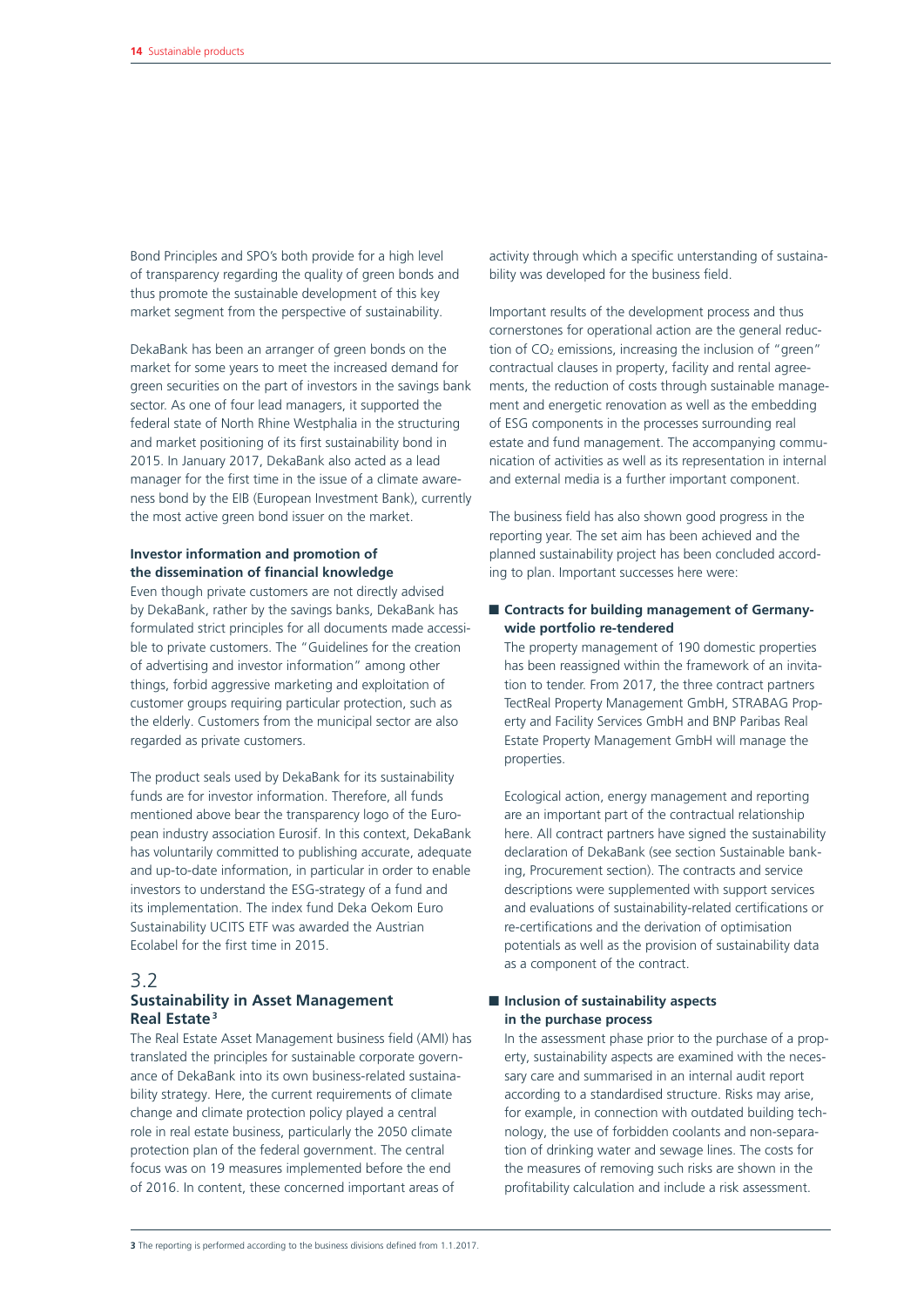Bond Principles and SPO's both provide for a high level of transparency regarding the quality of green bonds and thus promote the sustainable development of this key market segment from the perspective of sustainability.

DekaBank has been an arranger of green bonds on the market for some years to meet the increased demand for green securities on the part of investors in the savings bank sector. As one of four lead managers, it supported the federal state of North Rhine Westphalia in the structuring and market positioning of its first sustainability bond in 2015. In January 2017, DekaBank also acted as a lead manager for the first time in the issue of a climate awareness bond by the EIB (European Investment Bank), currently the most active green bond issuer on the market.

**Investor information and promotion of the dissemination of financial knowledge**

Even though private customers are not directly advised by DekaBank, rather by the savings banks, DekaBank has formulated strict principles for all documents made accessible to private customers. The "Guidelines for the creation of advertising and investor information" among other things, forbid aggressive marketing and exploitation of customer groups requiring particular protection, such as the elderly. Customers from the municipal sector are also regarded as private customers.

The product seals used by DekaBank for its sustainability funds are for investor information. Therefore, all funds mentioned above bear the transparency logo of the European industry association Eurosif. In this context, DekaBank has voluntarily committed to publishing accurate, adequate and up-to-date information, in particular in order to enable investors to understand the ESG-strategy of a fund and its implementation. The index fund Deka Oekom Euro Sustainability UCITS ETF was awarded the Austrian Ecolabel for the first time in 2015.

## 3.2 Sustainability in Asset Management Real Estate[3]

The Real Estate Asset Management business field (AMI) has translated the principles for sustainable corporate governance of DekaBank into its own business-related sustainability strategy. Here, the current requirements of climate change and climate protection policy played a central role in real estate business, particularly the 2050 climate protection plan of the federal government. The central focus was on 19 measures implemented before the end of 2016. In content, these concerned important areas of activity through which a specific unterstanding of sustainability was developed for the business field.

Important results of the development process and thus cornerstones for operational action are the general reduction of $CO_2$ emissions, increasing the inclusion of "green" contractual clauses in property, facility and rental agreements, the reduction of costs through sustainable management and energetic renovation as well as the embedding of ESG components in the processes surrounding real estate and fund management. The accompanying communication of activities as well as its representation in internal and external media is a further important component.

The business field has also shown good progress in the reporting year. The set aim has been achieved and the planned sustainability project has been concluded according to plan. Important successes here were:

- **Contracts for building management of Germany-wide portfolio re-tendered**

  The property management of 190 domestic properties has been reassigned within the framework of an invitation to tender. From 2017, the three contract partners TectReal Property Management GmbH, STRABAG Property and Facility Services GmbH and BNP Paribas Real Estate Property Management GmbH will manage the properties.

  Ecological action, energy management and reporting are an important part of the contractual relationship here. All contract partners have signed the sustainability declaration of DekaBank (see section Sustainable banking, Procurement section). The contracts and service descriptions were supplemented with support services and evaluations of sustainability-related certifications or re-certifications and the derivation of optimisation potentials as well as the provision of sustainability data as a component of the contract.

- **Inclusion of sustainability aspects in the purchase process**

  In the assessment phase prior to the purchase of a property, sustainability aspects are examined with the necessary care and summarised in an internal audit report according to a standardised structure. Risks may arise, for example, in connection with outdated building technology, the use of forbidden coolants and non-separation of drinking water and sewage lines. The costs for the measures of removing such risks are shown in the profitability calculation and include a risk assessment.

[3] The reporting is performed according to the business divisions defined from 1.1.2017.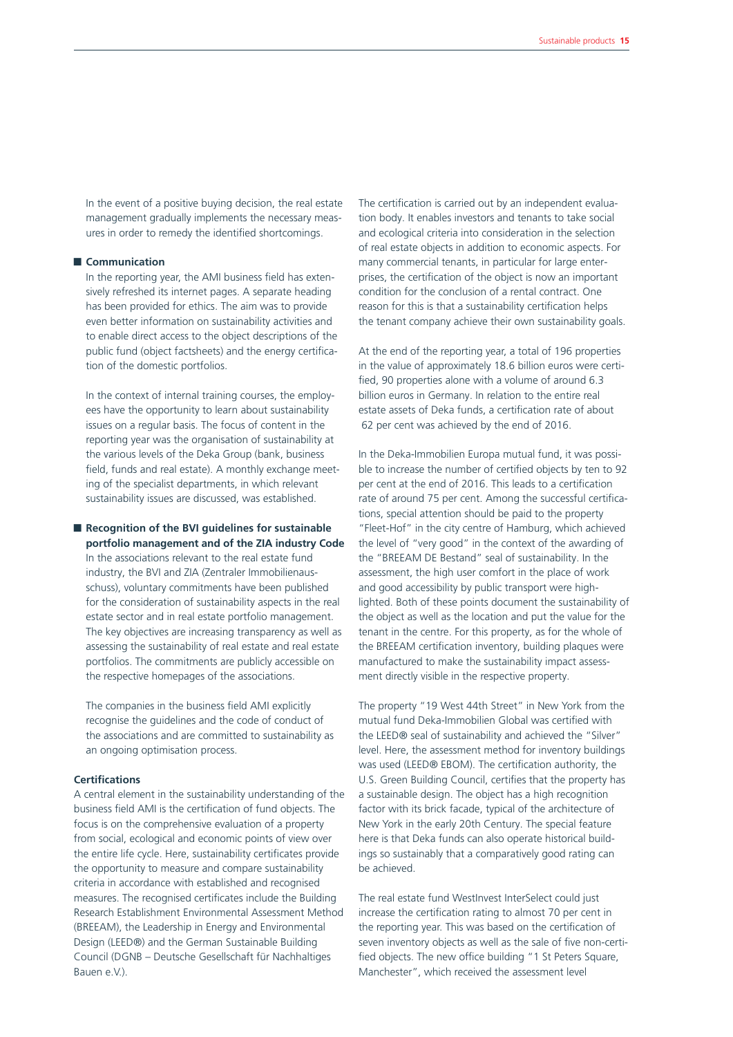In the event of a positive buying decision, the real estate management gradually implements the necessary measures in order to remedy the identified shortcomings.

■ **Communication**

In the reporting year, the AMI business field has extensively refreshed its internet pages. A separate heading has been provided for ethics. The aim was to provide even better information on sustainability activities and to enable direct access to the object descriptions of the public fund (object factsheets) and the energy certification of the domestic portfolios.

In the context of internal training courses, the employees have the opportunity to learn about sustainability issues on a regular basis. The focus of content in the reporting year was the organisation of sustainability at the various levels of the Deka Group (bank, business field, funds and real estate). A monthly exchange meeting of the specialist departments, in which relevant sustainability issues are discussed, was established.

■ **Recognition of the BVI guidelines for sustainable portfolio management and of the ZIA industry Code**

In the associations relevant to the real estate fund industry, the BVI and ZIA (Zentraler Immobilienausschuss), voluntary commitments have been published for the consideration of sustainability aspects in the real estate sector and in real estate portfolio management. The key objectives are increasing transparency as well as assessing the sustainability of real estate and real estate portfolios. The commitments are publicly accessible on the respective homepages of the associations.

The companies in the business field AMI explicitly recognise the guidelines and the code of conduct of the associations and are committed to sustainability as an ongoing optimisation process.

**Certifications**

A central element in the sustainability understanding of the business field AMI is the certification of fund objects. The focus is on the comprehensive evaluation of a property from social, ecological and economic points of view over the entire life cycle. Here, sustainability certificates provide the opportunity to measure and compare sustainability criteria in accordance with established and recognised measures. The recognised certificates include the Building Research Establishment Environmental Assessment Method (BREEAM), the Leadership in Energy and Environmental Design (LEED®) and the German Sustainable Building Council (DGNB – Deutsche Gesellschaft für Nachhaltiges Bauen e.V.).

The certification is carried out by an independent evaluation body. It enables investors and tenants to take social and ecological criteria into consideration in the selection of real estate objects in addition to economic aspects. For many commercial tenants, in particular for large enterprises, the certification of the object is now an important condition for the conclusion of a rental contract. One reason for this is that a sustainability certification helps the tenant company achieve their own sustainability goals.

At the end of the reporting year, a total of 196 properties in the value of approximately 18.6 billion euros were certified, 90 properties alone with a volume of around 6.3 billion euros in Germany. In relation to the entire real estate assets of Deka funds, a certification rate of about 62 per cent was achieved by the end of 2016.

In the Deka-Immobilien Europa mutual fund, it was possible to increase the number of certified objects by ten to 92 per cent at the end of 2016. This leads to a certification rate of around 75 per cent. Among the successful certifications, special attention should be paid to the property "Fleet-Hof" in the city centre of Hamburg, which achieved the level of "very good" in the context of the awarding of the "BREEAM DE Bestand" seal of sustainability. In the assessment, the high user comfort in the place of work and good accessibility by public transport were highlighted. Both of these points document the sustainability of the object as well as the location and put the value for the tenant in the centre. For this property, as for the whole of the BREEAM certification inventory, building plaques were manufactured to make the sustainability impact assessment directly visible in the respective property.

The property "19 West 44th Street" in New York from the mutual fund Deka-Immobilien Global was certified with the LEED® seal of sustainability and achieved the "Silver" level. Here, the assessment method for inventory buildings was used (LEED® EBOM). The certification authority, the U.S. Green Building Council, certifies that the property has a sustainable design. The object has a high recognition factor with its brick facade, typical of the architecture of New York in the early 20th Century. The special feature here is that Deka funds can also operate historical buildings so sustainably that a comparatively good rating can be achieved.

The real estate fund WestInvest InterSelect could just increase the certification rating to almost 70 per cent in the reporting year. This was based on the certification of seven inventory objects as well as the sale of five non-certified objects. The new office building "1 St Peters Square, Manchester", which received the assessment level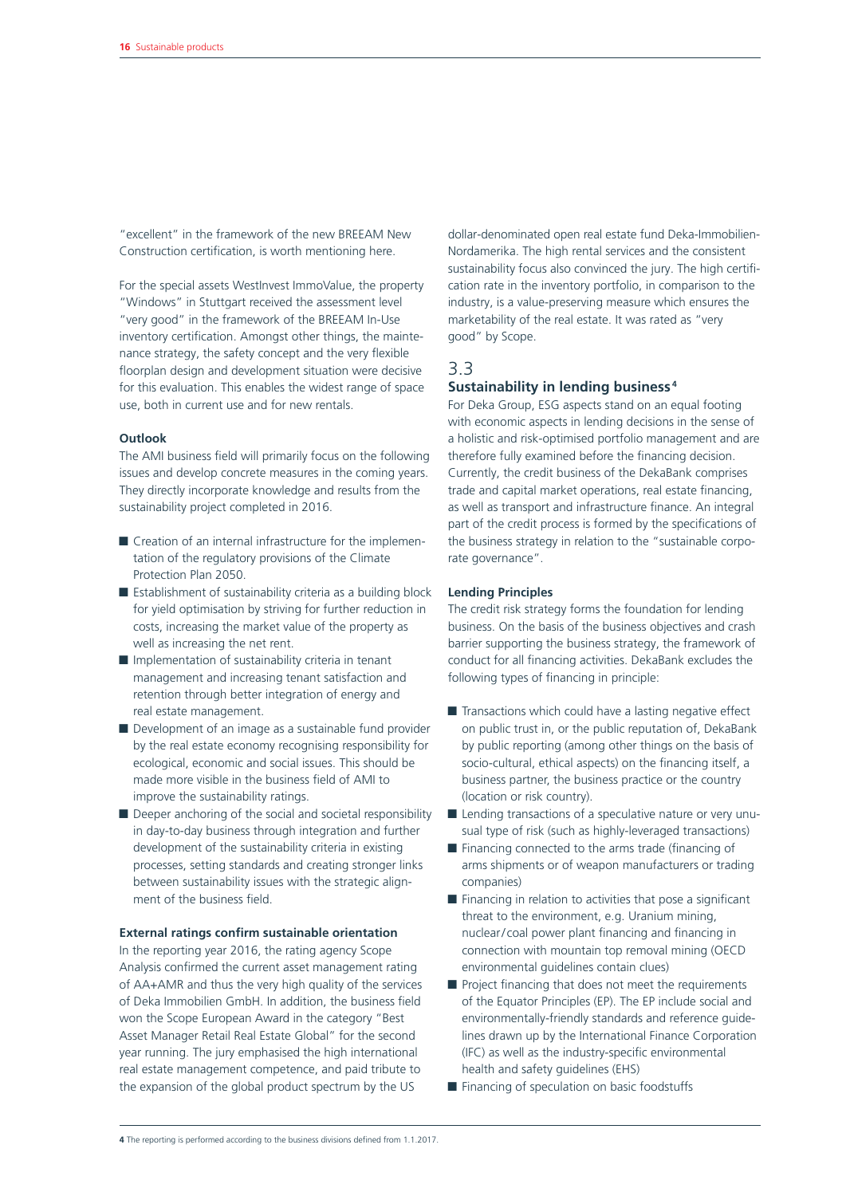"excellent" in the framework of the new BREEAM New Construction certification, is worth mentioning here.

For the special assets WestInvest ImmoValue, the property "Windows" in Stuttgart received the assessment level "very good" in the framework of the BREEAM In-Use inventory certification. Amongst other things, the maintenance strategy, the safety concept and the very flexible floorplan design and development situation were decisive for this evaluation. This enables the widest range of space use, both in current use and for new rentals.

**Outlook**

The AMI business field will primarily focus on the following issues and develop concrete measures in the coming years. They directly incorporate knowledge and results from the sustainability project completed in 2016.

- Creation of an internal infrastructure for the implementation of the regulatory provisions of the Climate Protection Plan 2050.
- Establishment of sustainability criteria as a building block for yield optimisation by striving for further reduction in costs, increasing the market value of the property as well as increasing the net rent.
- Implementation of sustainability criteria in tenant management and increasing tenant satisfaction and retention through better integration of energy and real estate management.
- Development of an image as a sustainable fund provider by the real estate economy recognising responsibility for ecological, economic and social issues. This should be made more visible in the business field of AMI to improve the sustainability ratings.
- Deeper anchoring of the social and societal responsibility in day-to-day business through integration and further development of the sustainability criteria in existing processes, setting standards and creating stronger links between sustainability issues with the strategic alignment of the business field.

**External ratings confirm sustainable orientation**

In the reporting year 2016, the rating agency Scope Analysis confirmed the current asset management rating of AA+AMR and thus the very high quality of the services of Deka Immobilien GmbH. In addition, the business field won the Scope European Award in the category "Best Asset Manager Retail Real Estate Global" for the second year running. The jury emphasised the high international real estate management competence, and paid tribute to the expansion of the global product spectrum by the US dollar-denominated open real estate fund Deka-Immobilien-Nordamerika. The high rental services and the consistent sustainability focus also convinced the jury. The high certification rate in the inventory portfolio, in comparison to the industry, is a value-preserving measure which ensures the marketability of the real estate. It was rated as "very good" by Scope.

## 3.3 Sustainability in lending business[4]

For Deka Group, ESG aspects stand on an equal footing with economic aspects in lending decisions in the sense of a holistic and risk-optimised portfolio management and are therefore fully examined before the financing decision. Currently, the credit business of the DekaBank comprises trade and capital market operations, real estate financing, as well as transport and infrastructure finance. An integral part of the credit process is formed by the specifications of the business strategy in relation to the "sustainable corporate governance".

**Lending Principles**

The credit risk strategy forms the foundation for lending business. On the basis of the business objectives and crash barrier supporting the business strategy, the framework of conduct for all financing activities. DekaBank excludes the following types of financing in principle:

- Transactions which could have a lasting negative effect on public trust in, or the public reputation of, DekaBank by public reporting (among other things on the basis of socio-cultural, ethical aspects) on the financing itself, a business partner, the business practice or the country (location or risk country).
- Lending transactions of a speculative nature or very unusual type of risk (such as highly-leveraged transactions)
- Financing connected to the arms trade (financing of arms shipments or of weapon manufacturers or trading companies)
- Financing in relation to activities that pose a significant threat to the environment, e.g. Uranium mining, nuclear/coal power plant financing and financing in connection with mountain top removal mining (OECD environmental guidelines contain clues)
- Project financing that does not meet the requirements of the Equator Principles (EP). The EP include social and environmentally-friendly standards and reference guidelines drawn up by the International Finance Corporation (IFC) as well as the industry-specific environmental health and safety guidelines (EHS)
- Financing of speculation on basic foodstuffs

[4] The reporting is performed according to the business divisions defined from 1.1.2017.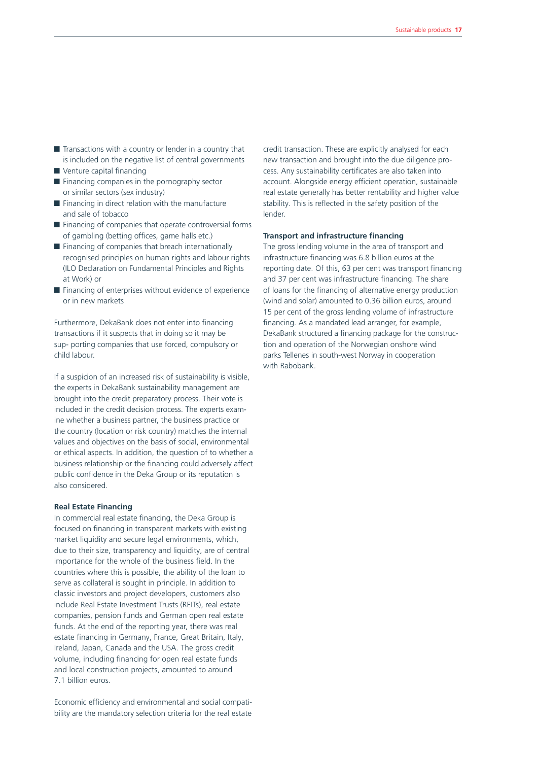- Transactions with a country or lender in a country that is included on the negative list of central governments
- Venture capital financing
- Financing companies in the pornography sector or similar sectors (sex industry)
- Financing in direct relation with the manufacture and sale of tobacco
- Financing of companies that operate controversial forms of gambling (betting offices, game halls etc.)
- Financing of companies that breach internationally recognised principles on human rights and labour rights (ILO Declaration on Fundamental Principles and Rights at Work) or
- Financing of enterprises without evidence of experience or in new markets

Furthermore, DekaBank does not enter into financing transactions if it suspects that in doing so it may be sup- porting companies that use forced, compulsory or child labour.

If a suspicion of an increased risk of sustainability is visible, the experts in DekaBank sustainability management are brought into the credit preparatory process. Their vote is included in the credit decision process. The experts examine whether a business partner, the business practice or the country (location or risk country) matches the internal values and objectives on the basis of social, environmental or ethical aspects. In addition, the question of to whether a business relationship or the financing could adversely affect public confidence in the Deka Group or its reputation is also considered.

**Real Estate Financing**

In commercial real estate financing, the Deka Group is focused on financing in transparent markets with existing market liquidity and secure legal environments, which, due to their size, transparency and liquidity, are of central importance for the whole of the business field. In the countries where this is possible, the ability of the loan to serve as collateral is sought in principle. In addition to classic investors and project developers, customers also include Real Estate Investment Trusts (REITs), real estate companies, pension funds and German open real estate funds. At the end of the reporting year, there was real estate financing in Germany, France, Great Britain, Italy, Ireland, Japan, Canada and the USA. The gross credit volume, including financing for open real estate funds and local construction projects, amounted to around 7.1 billion euros.

Economic efficiency and environmental and social compatibility are the mandatory selection criteria for the real estate credit transaction. These are explicitly analysed for each new transaction and brought into the due diligence process. Any sustainability certificates are also taken into account. Alongside energy efficient operation, sustainable real estate generally has better rentability and higher value stability. This is reflected in the safety position of the lender.

**Transport and infrastructure financing**

The gross lending volume in the area of transport and infrastructure financing was 6.8 billion euros at the reporting date. Of this, 63 per cent was transport financing and 37 per cent was infrastructure financing. The share of loans for the financing of alternative energy production (wind and solar) amounted to 0.36 billion euros, around 15 per cent of the gross lending volume of infrastructure financing. As a mandated lead arranger, for example, DekaBank structured a financing package for the construction and operation of the Norwegian onshore wind parks Tellenes in south-west Norway in cooperation with Rabobank.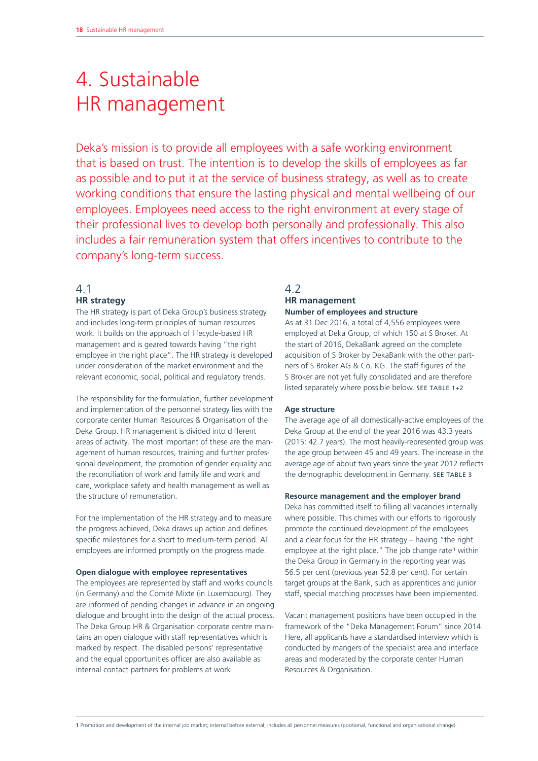# 4. Sustainable HR management

Deka's mission is to provide all employees with a safe working environment that is based on trust. The intention is to develop the skills of employees as far as possible and to put it at the service of business strategy, as well as to create working conditions that ensure the lasting physical and mental wellbeing of our employees. Employees need access to the right environment at every stage of their professional lives to develop both personally and professionally. This also includes a fair remuneration system that offers incentives to contribute to the company's long-term success.

## 4.1 HR strategy

The HR strategy is part of Deka Group's business strategy and includes long-term principles of human resources work. It builds on the approach of lifecycle-based HR management and is geared towards having "the right employee in the right place". The HR strategy is developed under consideration of the market environment and the relevant economic, social, political and regulatory trends.

The responsibility for the formulation, further development and implementation of the personnel strategy lies with the corporate center Human Resources & Organisation of the Deka Group. HR management is divided into different areas of activity. The most important of these are the management of human resources, training and further professional development, the promotion of gender equality and the reconciliation of work and family life and work and care, workplace safety and health management as well as the structure of remuneration.

For the implementation of the HR strategy and to measure the progress achieved, Deka draws up action and defines specific milestones for a short to medium-term period. All employees are informed promptly on the progress made.

#### Open dialogue with employee representatives

The employees are represented by staff and works councils (in Germany) and the Comité Mixte (in Luxembourg). They are informed of pending changes in advance in an ongoing dialogue and brought into the design of the actual process. The Deka Group HR & Organisation corporate centre maintains an open dialogue with staff representatives which is marked by respect. The disabled persons' representative and the equal opportunities officer are also available as internal contact partners for problems at work.

## 4.2 HR management

#### Number of employees and structure

As at 31 Dec 2016, a total of 4,556 employees were employed at Deka Group, of which 150 at S Broker. At the start of 2016, DekaBank agreed on the complete acquisition of S Broker by DekaBank with the other partners of S Broker AG & Co. KG. The staff figures of the S Broker are not yet fully consolidated and are therefore listed separately where possible below. SEE TABLE 1+2

#### Age structure

The average age of all domestically-active employees of the Deka Group at the end of the year 2016 was 43.3 years (2015: 42.7 years). The most heavily-represented group was the age group between 45 and 49 years. The increase in the average age of about two years since the year 2012 reflects the demographic development in Germany. SEE TABLE 3

#### Resource management and the employer brand

Deka has committed itself to filling all vacancies internally where possible. This chimes with our efforts to rigorously promote the continued development of the employees and a clear focus for the HR strategy – having "the right employee at the right place." The job change rate[1] within the Deka Group in Germany in the reporting year was 56.5 per cent (previous year 52.8 per cent). For certain target groups at the Bank, such as apprentices and junior staff, special matching processes have been implemented.

Vacant management positions have been occupied in the framework of the "Deka Management Forum" since 2014. Here, all applicants have a standardised interview which is conducted by mangers of the specialist area and interface areas and moderated by the corporate center Human Resources & Organisation.

[1] Promotion and development of the internal job market; internal before external; includes all personnel measures (positional, functional and organisational change).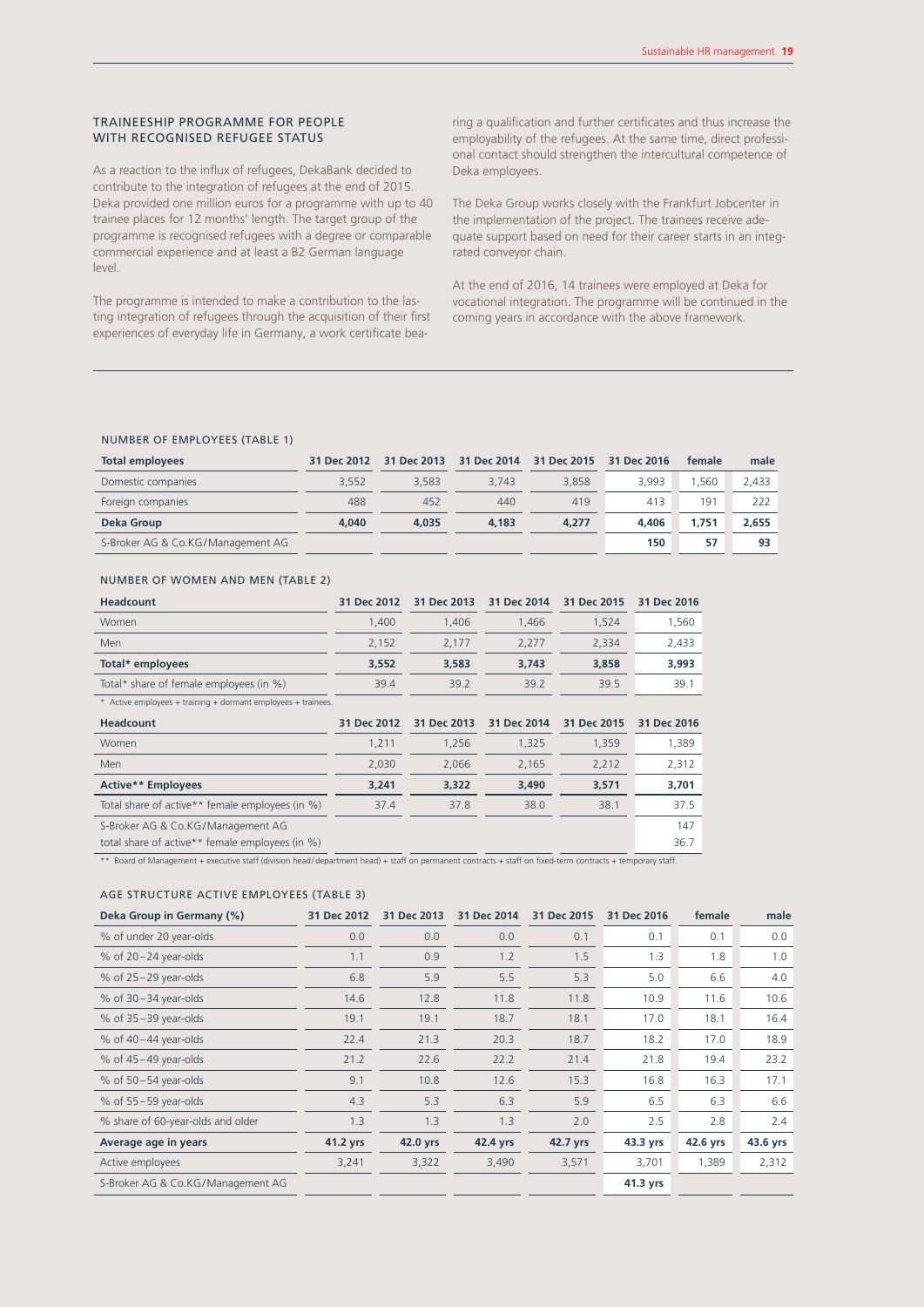## TRAINEESHIP PROGRAMME FOR PEOPLE WITH RECOGNISED REFUGEE STATUS

As a reaction to the influx of refugees, DekaBank decided to contribute to the integration of refugees at the end of 2015. Deka provided one million euros for a programme with up to 40 trainee places for 12 months' length. The target group of the programme is recognised refugees with a degree or comparable commercial experience and at least a B2 German language level.

The programme is intended to make a contribution to the lasting integration of refugees through the acquisition of their first experiences of everyday life in Germany, a work certificate bearing a qualification and further certificates and thus increase the employability of the refugees. At the same time, direct professional contact should strengthen the intercultural competence of Deka employees.

The Deka Group works closely with the Frankfurt Jobcenter in the implementation of the project. The trainees receive adequate support based on need for their career starts in an integrated conveyor chain.

At the end of 2016, 14 trainees were employed at Deka for vocational integration. The programme will be continued in the coming years in accordance with the above framework.

### NUMBER OF EMPLOYEES (TABLE 1)

| Total employees | 31 Dec 2012 | 31 Dec 2013 | 31 Dec 2014 | 31 Dec 2015 | 31 Dec 2016 | female | male |
|---|---|---|---|---|---|---|---|
| Domestic companies | 3,552 | 3,583 | 3,743 | 3,858 | 3,993 | 1,560 | 2,433 |
| Foreign companies | 488 | 452 | 440 | 419 | 413 | 191 | 222 |
| **Deka Group** | **4,040** | **4,035** | **4,183** | **4,277** | **4,406** | **1,751** | **2,655** |
| S-Broker AG & Co.KG/Management AG | | | | | **150** | **57** | **93** |

### NUMBER OF WOMEN AND MEN (TABLE 2)

| Headcount | 31 Dec 2012 | 31 Dec 2013 | 31 Dec 2014 | 31 Dec 2015 | 31 Dec 2016 |
|---|---|---|---|---|---|
| Women | 1,400 | 1,406 | 1,466 | 1,524 | 1,560 |
| Men | 2,152 | 2,177 | 2,277 | 2,334 | 2,433 |
| **Total* employees** | **3,552** | **3,583** | **3,743** | **3,858** | **3,993** |
| Total* share of female employees (in %) | 39.4 | 39.2 | 39.2 | 39.5 | 39.1 |

* Active employees + training + dormant employees + trainees.

| Headcount | 31 Dec 2012 | 31 Dec 2013 | 31 Dec 2014 | 31 Dec 2015 | 31 Dec 2016 |
|---|---|---|---|---|---|
| Women | 1,211 | 1,256 | 1,325 | 1,359 | 1,389 |
| Men | 2,030 | 2,066 | 2,165 | 2,212 | 2,312 |
| **Active** Employees** | **3,241** | **3,322** | **3,490** | **3,571** | **3,701** |
| Total share of active** female employees (in %) | 37.4 | 37.8 | 38.0 | 38.1 | 37.5 |
| S-Broker AG & Co.KG/Management AG | | | | | 147 |
| total share of active** female employees (in %) | | | | | 36.7 |

** Board of Management + executive staff (division head/department head) + staff on permanent contracts + staff on fixed-term contracts + temporary staff.

### AGE STRUCTURE ACTIVE EMPLOYEES (TABLE 3)

| Deka Group in Germany (%) | 31 Dec 2012 | 31 Dec 2013 | 31 Dec 2014 | 31 Dec 2015 | 31 Dec 2016 | female | male |
|---|---|---|---|---|---|---|---|
| % of under 20 year-olds | 0.0 | 0.0 | 0.0 | 0.1 | 0.1 | 0.1 | 0.0 |
| % of 20–24 year-olds | 1.1 | 0.9 | 1.2 | 1.5 | 1.3 | 1.8 | 1.0 |
| % of 25–29 year-olds | 6.8 | 5.9 | 5.5 | 5.3 | 5.0 | 6.6 | 4.0 |
| % of 30–34 year-olds | 14.6 | 12.8 | 11.8 | 11.8 | 10.9 | 11.6 | 10.6 |
| % of 35–39 year-olds | 19.1 | 19.1 | 18.7 | 18.1 | 17.0 | 18.1 | 16.4 |
| % of 40–44 year-olds | 22.4 | 21.3 | 20.3 | 18.7 | 18.2 | 17.0 | 18.9 |
| % of 45–49 year-olds | 21.2 | 22.6 | 22.2 | 21.4 | 21.8 | 19.4 | 23.2 |
| % of 50–54 year-olds | 9.1 | 10.8 | 12.6 | 15.3 | 16.8 | 16.3 | 17.1 |
| % of 55–59 year-olds | 4.3 | 5.3 | 6.3 | 5.9 | 6.5 | 6.3 | 6.6 |
| % share of 60-year-olds and older | 1.3 | 1.3 | 1.3 | 2.0 | 2.5 | 2.8 | 2.4 |
| **Average age in years** | **41.2 yrs** | **42.0 yrs** | **42.4 yrs** | **42.7 yrs** | **43.3 yrs** | **42.6 yrs** | **43.6 yrs** |
| Active employees | 3,241 | 3,322 | 3,490 | 3,571 | 3,701 | 1,389 | 2,312 |
| S-Broker AG & Co.KG/Management AG | | | | | **41.3 yrs** | | |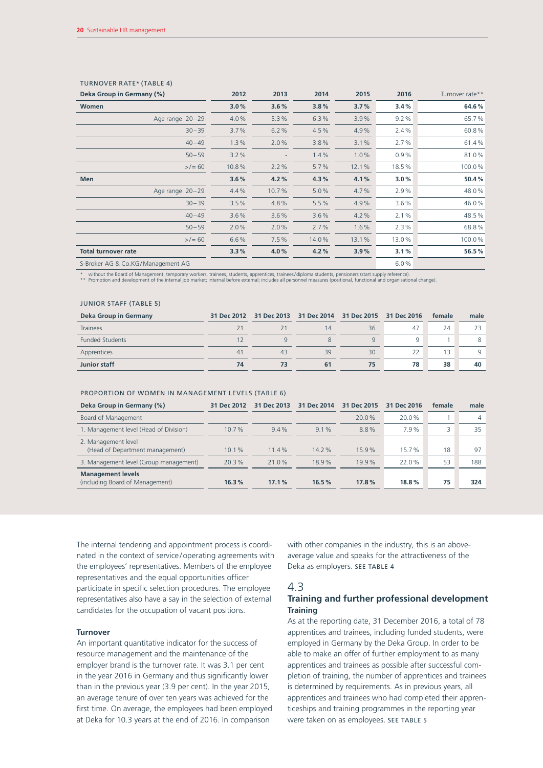TURNOVER RATE* (TABLE 4)

| Deka Group in Germany (%) | 2012 | 2013 | 2014 | 2015 | 2016 | Turnover rate** |
|---|---|---|---|---|---|---|
| **Women** | **3.0%** | **3.6%** | **3.8%** | **3.7%** | **3.4%** | **64.6%** |
| Age range 20–29 | 4.0% | 5.3% | 6.3% | 3.9% | 9.2% | 65.7% |
| 30–39 | 3.7% | 6.2% | 4.5% | 4.9% | 2.4% | 60.8% |
| 40–49 | 1.3% | 2.0% | 3.8% | 3.1% | 2.7% | 61.4% |
| 50–59 | 3.2% | - | 1.4% | 1.0% | 0.9% | 81.0% |
| >/= 60 | 10.8% | 2.2% | 5.7% | 12.1% | 18.5% | 100.0% |
| **Men** | **3.6%** | **4.2%** | **4.3%** | **4.1%** | **3.0%** | **50.4%** |
| Age range 20–29 | 4.4% | 10.7% | 5.0% | 4.7% | 2.9% | 48.0% |
| 30–39 | 3.5% | 4.8% | 5.5% | 4.9% | 3.6% | 46.0% |
| 40–49 | 3.6% | 3.6% | 3.6% | 4.2% | 2.1% | 48.5% |
| 50–59 | 2.0% | 2.0% | 2.7% | 1.6% | 2.3% | 68.8% |
| >/= 60 | 6.6% | 7.5% | 14.0% | 13.1% | 13.0% | 100.0% |
| **Total turnover rate** | **3.3%** | **4.0%** | **4.2%** | **3.9%** | **3.1%** | **56.5%** |
| S-Broker AG & Co.KG/Management AG | | | | | 6.0% | |

\* without the Board of Management, temporary workers, trainees, students, apprentices, trainees/diploma students, pensioners (start supply reference).
\*\* Promotion and development of the internal job market; internal before external; includes all personnel measures (positional, functional and organisational change).

JUNIOR STAFF (TABLE 5)

| Deka Group in Germany | 31 Dec 2012 | 31 Dec 2013 | 31 Dec 2014 | 31 Dec 2015 | 31 Dec 2016 | female | male |
|---|---|---|---|---|---|---|---|
| Trainees | 21 | 21 | 14 | 36 | 47 | 24 | 23 |
| Funded Students | 12 | 9 | 8 | 9 | 9 | 1 | 8 |
| Apprentices | 41 | 43 | 39 | 30 | 22 | 13 | 9 |
| **Junior staff** | **74** | **73** | **61** | **75** | **78** | **38** | **40** |

PROPORTION OF WOMEN IN MANAGEMENT LEVELS (TABLE 6)

| Deka Group in Germany (%) | 31 Dec 2012 | 31 Dec 2013 | 31 Dec 2014 | 31 Dec 2015 | 31 Dec 2016 | female | male |
|---|---|---|---|---|---|---|---|
| Board of Management | | | | 20.0% | 20.0% | 1 | 4 |
| 1. Management level (Head of Division) | 10.7% | 9.4% | 9.1% | 8.8% | 7.9% | 3 | 35 |
| 2. Management level (Head of Department management) | 10.1% | 11.4% | 14.2% | 15.9% | 15.7% | 18 | 97 |
| 3. Management level (Group management) | 20.3% | 21.0% | 18.9% | 19.9% | 22.0% | 53 | 188 |
| **Management levels** (including Board of Management) | **16.3%** | **17.1%** | **16.5%** | **17.8%** | **18.8%** | **75** | **324** |

The internal tendering and appointment process is coordinated in the context of service/operating agreements with the employees' representatives. Members of the employee representatives and the equal opportunities officer participate in specific selection procedures. The employee representatives also have a say in the selection of external candidates for the occupation of vacant positions.

**Turnover**

An important quantitative indicator for the success of resource management and the maintenance of the employer brand is the turnover rate. It was 3.1 per cent in the year 2016 in Germany and thus significantly lower than in the previous year (3.9 per cent). In the year 2015, an average tenure of over ten years was achieved for the first time. On average, the employees had been employed at Deka for 10.3 years at the end of 2016. In comparison with other companies in the industry, this is an above-average value and speaks for the attractiveness of the Deka as employers. SEE TABLE 4

## 4.3
## Training and further professional development

**Training**

As at the reporting date, 31 December 2016, a total of 78 apprentices and trainees, including funded students, were employed in Germany by the Deka Group. In order to be able to make an offer of further employment to as many apprentices and trainees as possible after successful completion of training, the number of apprentices and trainees is determined by requirements. As in previous years, all apprentices and trainees who had completed their apprenticeships and training programmes in the reporting year were taken on as employees. SEE TABLE 5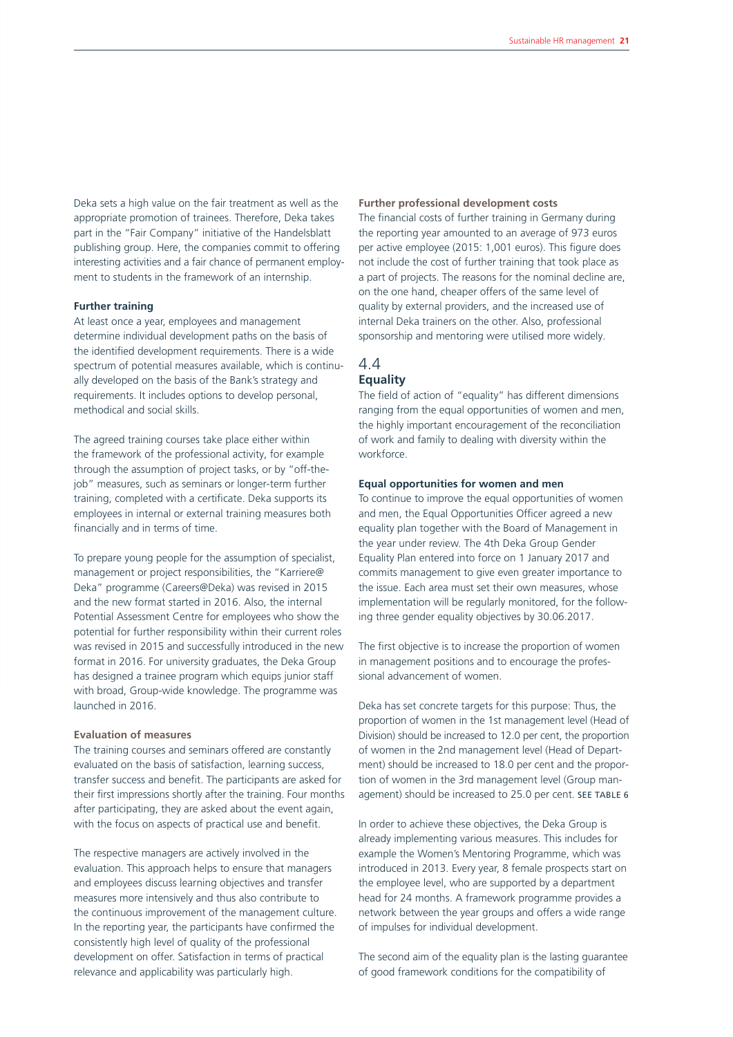Deka sets a high value on the fair treatment as well as the appropriate promotion of trainees. Therefore, Deka takes part in the "Fair Company" initiative of the Handelsblatt publishing group. Here, the companies commit to offering interesting activities and a fair chance of permanent employment to students in the framework of an internship.

### Further training

At least once a year, employees and management determine individual development paths on the basis of the identified development requirements. There is a wide spectrum of potential measures available, which is continually developed on the basis of the Bank's strategy and requirements. It includes options to develop personal, methodical and social skills.

The agreed training courses take place either within the framework of the professional activity, for example through the assumption of project tasks, or by "off-the-job" measures, such as seminars or longer-term further training, completed with a certificate. Deka supports its employees in internal or external training measures both financially and in terms of time.

To prepare young people for the assumption of specialist, management or project responsibilities, the "Karriere@Deka" programme (Careers@Deka) was revised in 2015 and the new format started in 2016. Also, the internal Potential Assessment Centre for employees who show the potential for further responsibility within their current roles was revised in 2015 and successfully introduced in the new format in 2016. For university graduates, the Deka Group has designed a trainee program which equips junior staff with broad, Group-wide knowledge. The programme was launched in 2016.

### Evaluation of measures

The training courses and seminars offered are constantly evaluated on the basis of satisfaction, learning success, transfer success and benefit. The participants are asked for their first impressions shortly after the training. Four months after participating, they are asked about the event again, with the focus on aspects of practical use and benefit.

The respective managers are actively involved in the evaluation. This approach helps to ensure that managers and employees discuss learning objectives and transfer measures more intensively and thus also contribute to the continuous improvement of the management culture. In the reporting year, the participants have confirmed the consistently high level of quality of the professional development on offer. Satisfaction in terms of practical relevance and applicability was particularly high.

### Further professional development costs

The financial costs of further training in Germany during the reporting year amounted to an average of 973 euros per active employee (2015: 1,001 euros). This figure does not include the cost of further training that took place as a part of projects. The reasons for the nominal decline are, on the one hand, cheaper offers of the same level of quality by external providers, and the increased use of internal Deka trainers on the other. Also, professional sponsorship and mentoring were utilised more widely.

## 4.4 Equality

The field of action of "equality" has different dimensions ranging from the equal opportunities of women and men, the highly important encouragement of the reconciliation of work and family to dealing with diversity within the workforce.

### Equal opportunities for women and men

To continue to improve the equal opportunities of women and men, the Equal Opportunities Officer agreed a new equality plan together with the Board of Management in the year under review. The 4th Deka Group Gender Equality Plan entered into force on 1 January 2017 and commits management to give even greater importance to the issue. Each area must set their own measures, whose implementation will be regularly monitored, for the following three gender equality objectives by 30.06.2017.

The first objective is to increase the proportion of women in management positions and to encourage the professional advancement of women.

Deka has set concrete targets for this purpose: Thus, the proportion of women in the 1st management level (Head of Division) should be increased to 12.0 per cent, the proportion of women in the 2nd management level (Head of Department) should be increased to 18.0 per cent and the proportion of women in the 3rd management level (Group management) should be increased to 25.0 per cent. SEE TABLE 6

In order to achieve these objectives, the Deka Group is already implementing various measures. This includes for example the Women's Mentoring Programme, which was introduced in 2013. Every year, 8 female prospects start on the employee level, who are supported by a department head for 24 months. A framework programme provides a network between the year groups and offers a wide range of impulses for individual development.

The second aim of the equality plan is the lasting guarantee of good framework conditions for the compatibility of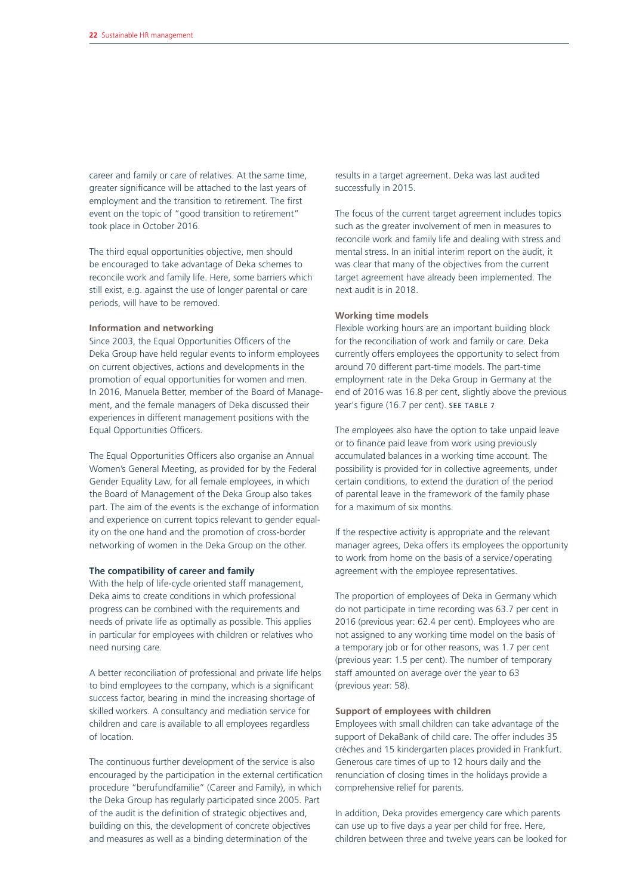career and family or care of relatives. At the same time, greater significance will be attached to the last years of employment and the transition to retirement. The first event on the topic of "good transition to retirement" took place in October 2016.

The third equal opportunities objective, men should be encouraged to take advantage of Deka schemes to reconcile work and family life. Here, some barriers which still exist, e.g. against the use of longer parental or care periods, will have to be removed.

#### Information and networking

Since 2003, the Equal Opportunities Officers of the Deka Group have held regular events to inform employees on current objectives, actions and developments in the promotion of equal opportunities for women and men. In 2016, Manuela Better, member of the Board of Management, and the female managers of Deka discussed their experiences in different management positions with the Equal Opportunities Officers.

The Equal Opportunities Officers also organise an Annual Women's General Meeting, as provided for by the Federal Gender Equality Law, for all female employees, in which the Board of Management of the Deka Group also takes part. The aim of the events is the exchange of information and experience on current topics relevant to gender equality on the one hand and the promotion of cross-border networking of women in the Deka Group on the other.

### The compatibility of career and family

With the help of life-cycle oriented staff management, Deka aims to create conditions in which professional progress can be combined with the requirements and needs of private life as optimally as possible. This applies in particular for employees with children or relatives who need nursing care.

A better reconciliation of professional and private life helps to bind employees to the company, which is a significant success factor, bearing in mind the increasing shortage of skilled workers. A consultancy and mediation service for children and care is available to all employees regardless of location.

The continuous further development of the service is also encouraged by the participation in the external certification procedure "berufundfamilie" (Career and Family), in which the Deka Group has regularly participated since 2005. Part of the audit is the definition of strategic objectives and, building on this, the development of concrete objectives and measures as well as a binding determination of the results in a target agreement. Deka was last audited successfully in 2015.

The focus of the current target agreement includes topics such as the greater involvement of men in measures to reconcile work and family life and dealing with stress and mental stress. In an initial interim report on the audit, it was clear that many of the objectives from the current target agreement have already been implemented. The next audit is in 2018.

#### Working time models

Flexible working hours are an important building block for the reconciliation of work and family or care. Deka currently offers employees the opportunity to select from around 70 different part-time models. The part-time employment rate in the Deka Group in Germany at the end of 2016 was 16.8 per cent, slightly above the previous year's figure (16.7 per cent). SEE TABLE 7

The employees also have the option to take unpaid leave or to finance paid leave from work using previously accumulated balances in a working time account. The possibility is provided for in collective agreements, under certain conditions, to extend the duration of the period of parental leave in the framework of the family phase for a maximum of six months.

If the respective activity is appropriate and the relevant manager agrees, Deka offers its employees the opportunity to work from home on the basis of a service/operating agreement with the employee representatives.

The proportion of employees of Deka in Germany which do not participate in time recording was 63.7 per cent in 2016 (previous year: 62.4 per cent). Employees who are not assigned to any working time model on the basis of a temporary job or for other reasons, was 1.7 per cent (previous year: 1.5 per cent). The number of temporary staff amounted on average over the year to 63 (previous year: 58).

#### Support of employees with children

Employees with small children can take advantage of the support of DekaBank of child care. The offer includes 35 crèches and 15 kindergarten places provided in Frankfurt. Generous care times of up to 12 hours daily and the renunciation of closing times in the holidays provide a comprehensive relief for parents.

In addition, Deka provides emergency care which parents can use up to five days a year per child for free. Here, children between three and twelve years can be looked for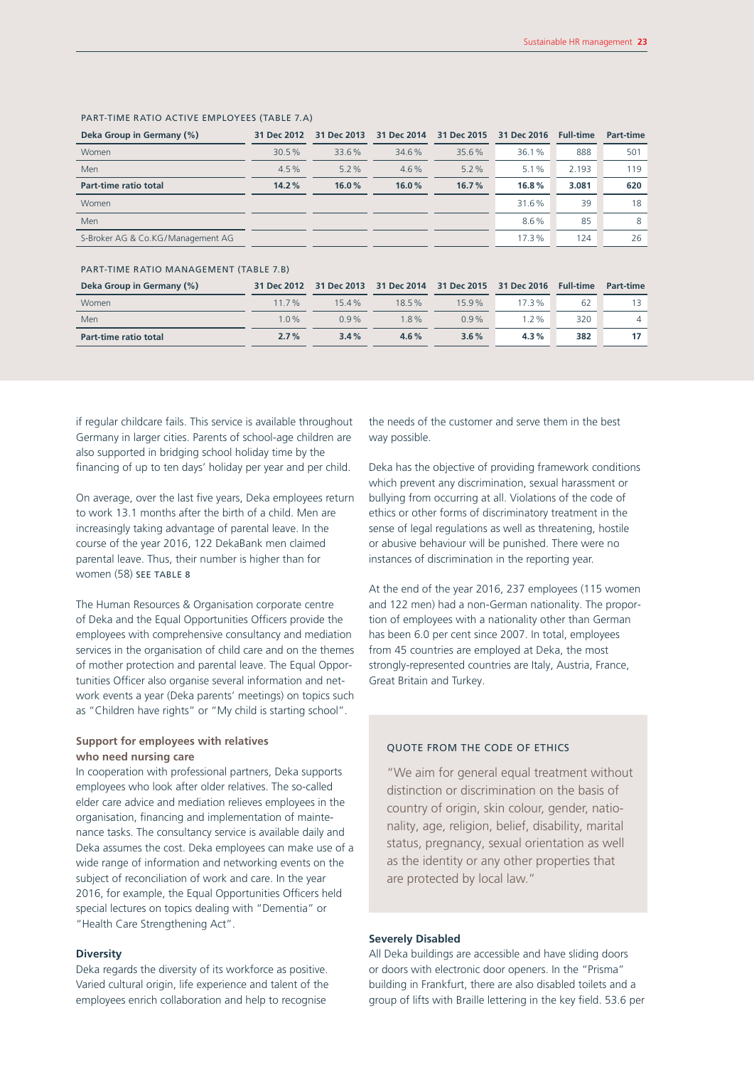PART-TIME RATIO ACTIVE EMPLOYEES (TABLE 7.A)

| Deka Group in Germany (%) | 31 Dec 2012 | 31 Dec 2013 | 31 Dec 2014 | 31 Dec 2015 | 31 Dec 2016 | Full-time | Part-time |
|---|---|---|---|---|---|---|---|
| Women | 30.5 % | 33.6 % | 34.6 % | 35.6 % | 36.1 % | 888 | 501 |
| Men | 4.5 % | 5.2 % | 4.6 % | 5.2 % | 5.1 % | 2.193 | 119 |
| **Part-time ratio total** | **14.2 %** | **16.0 %** | **16.0 %** | **16.7 %** | **16.8 %** | **3.081** | **620** |
| Women | | | | | 31.6 % | 39 | 18 |
| Men | | | | | 8.6 % | 85 | 8 |
| S-Broker AG & Co.KG/Management AG | | | | | 17.3 % | 124 | 26 |

PART-TIME RATIO MANAGEMENT (TABLE 7.B)

| Deka Group in Germany (%) | 31 Dec 2012 | 31 Dec 2013 | 31 Dec 2014 | 31 Dec 2015 | 31 Dec 2016 | Full-time | Part-time |
|---|---|---|---|---|---|---|---|
| Women | 11.7 % | 15.4 % | 18.5 % | 15.9 % | 17.3 % | 62 | 13 |
| Men | 1.0 % | 0.9 % | 1.8 % | 0.9 % | 1.2 % | 320 | 4 |
| **Part-time ratio total** | **2.7 %** | **3.4 %** | **4.6 %** | **3.6 %** | **4.3 %** | **382** | **17** |

if regular childcare fails. This service is available throughout Germany in larger cities. Parents of school-age children are also supported in bridging school holiday time by the financing of up to ten days' holiday per year and per child.

On average, over the last five years, Deka employees return to work 13.1 months after the birth of a child. Men are increasingly taking advantage of parental leave. In the course of the year 2016, 122 DekaBank men claimed parental leave. Thus, their number is higher than for women (58) SEE TABLE 8

The Human Resources & Organisation corporate centre of Deka and the Equal Opportunities Officers provide the employees with comprehensive consultancy and mediation services in the organisation of child care and on the themes of mother protection and parental leave. The Equal Opportunities Officer also organise several information and network events a year (Deka parents' meetings) on topics such as "Children have rights" or "My child is starting school".

**Support for employees with relatives who need nursing care**

In cooperation with professional partners, Deka supports employees who look after older relatives. The so-called elder care advice and mediation relieves employees in the organisation, financing and implementation of maintenance tasks. The consultancy service is available daily and Deka assumes the cost. Deka employees can make use of a wide range of information and networking events on the subject of reconciliation of work and care. In the year 2016, for example, the Equal Opportunities Officers held special lectures on topics dealing with "Dementia" or "Health Care Strengthening Act".

**Diversity**

Deka regards the diversity of its workforce as positive. Varied cultural origin, life experience and talent of the employees enrich collaboration and help to recognise the needs of the customer and serve them in the best way possible.

Deka has the objective of providing framework conditions which prevent any discrimination, sexual harassment or bullying from occurring at all. Violations of the code of ethics or other forms of discriminatory treatment in the sense of legal regulations as well as threatening, hostile or abusive behaviour will be punished. There were no instances of discrimination in the reporting year.

At the end of the year 2016, 237 employees (115 women and 122 men) had a non-German nationality. The proportion of employees with a nationality other than German has been 6.0 per cent since 2007. In total, employees from 45 countries are employed at Deka, the most strongly-represented countries are Italy, Austria, France, Great Britain and Turkey.

QUOTE FROM THE CODE OF ETHICS

"We aim for general equal treatment without distinction or discrimination on the basis of country of origin, skin colour, gender, nationality, age, religion, belief, disability, marital status, pregnancy, sexual orientation as well as the identity or any other properties that are protected by local law."

**Severely Disabled**

All Deka buildings are accessible and have sliding doors or doors with electronic door openers. In the "Prisma" building in Frankfurt, there are also disabled toilets and a group of lifts with Braille lettering in the key field. 53.6 per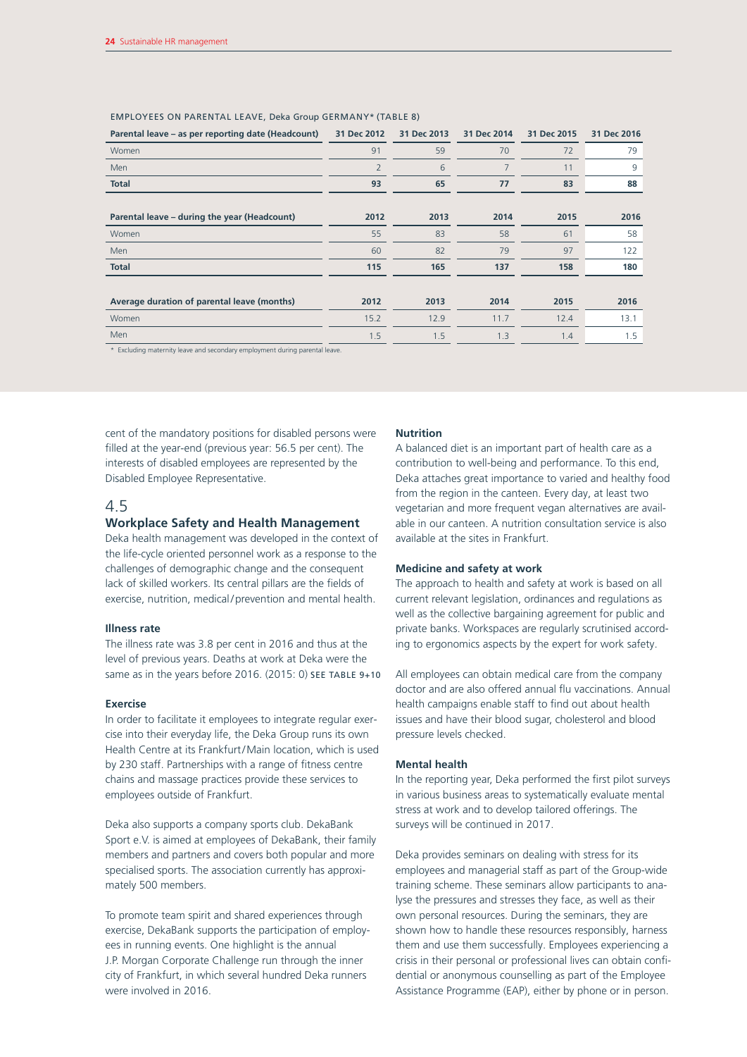EMPLOYEES ON PARENTAL LEAVE, Deka Group GERMANY* (TABLE 8)

| Parental leave – as per reporting date (Headcount) | 31 Dec 2012 | 31 Dec 2013 | 31 Dec 2014 | 31 Dec 2015 | 31 Dec 2016 |
|---|---|---|---|---|---|
| Women | 91 | 59 | 70 | 72 | 79 |
| Men | 2 | 6 | 7 | 11 | 9 |
| **Total** | **93** | **65** | **77** | **83** | **88** |
| **Parental leave – during the year (Headcount)** | **2012** | **2013** | **2014** | **2015** | **2016** |
| Women | 55 | 83 | 58 | 61 | 58 |
| Men | 60 | 82 | 79 | 97 | 122 |
| **Total** | **115** | **165** | **137** | **158** | **180** |
| **Average duration of parental leave (months)** | **2012** | **2013** | **2014** | **2015** | **2016** |
| Women | 15.2 | 12.9 | 11.7 | 12.4 | 13.1 |
| Men | 1.5 | 1.5 | 1.3 | 1.4 | 1.5 |

\* Excluding maternity leave and secondary employment during parental leave.

cent of the mandatory positions for disabled persons were filled at the year-end (previous year: 56.5 per cent). The interests of disabled employees are represented by the Disabled Employee Representative.

## 4.5 Workplace Safety and Health Management

Deka health management was developed in the context of the life-cycle oriented personnel work as a response to the challenges of demographic change and the consequent lack of skilled workers. Its central pillars are the fields of exercise, nutrition, medical/prevention and mental health.

### Illness rate

The illness rate was 3.8 per cent in 2016 and thus at the level of previous years. Deaths at work at Deka were the same as in the years before 2016. (2015: 0) SEE TABLE 9+10

### Exercise

In order to facilitate it employees to integrate regular exercise into their everyday life, the Deka Group runs its own Health Centre at its Frankfurt/Main location, which is used by 230 staff. Partnerships with a range of fitness centre chains and massage practices provide these services to employees outside of Frankfurt.

Deka also supports a company sports club. DekaBank Sport e.V. is aimed at employees of DekaBank, their family members and partners and covers both popular and more specialised sports. The association currently has approximately 500 members.

To promote team spirit and shared experiences through exercise, DekaBank supports the participation of employees in running events. One highlight is the annual J.P. Morgan Corporate Challenge run through the inner city of Frankfurt, in which several hundred Deka runners were involved in 2016.

### Nutrition

A balanced diet is an important part of health care as a contribution to well-being and performance. To this end, Deka attaches great importance to varied and healthy food from the region in the canteen. Every day, at least two vegetarian and more frequent vegan alternatives are available in our canteen. A nutrition consultation service is also available at the sites in Frankfurt.

### Medicine and safety at work

The approach to health and safety at work is based on all current relevant legislation, ordinances and regulations as well as the collective bargaining agreement for public and private banks. Workspaces are regularly scrutinised according to ergonomics aspects by the expert for work safety.

All employees can obtain medical care from the company doctor and are also offered annual flu vaccinations. Annual health campaigns enable staff to find out about health issues and have their blood sugar, cholesterol and blood pressure levels checked.

### Mental health

In the reporting year, Deka performed the first pilot surveys in various business areas to systematically evaluate mental stress at work and to develop tailored offerings. The surveys will be continued in 2017.

Deka provides seminars on dealing with stress for its employees and managerial staff as part of the Group-wide training scheme. These seminars allow participants to analyse the pressures and stresses they face, as well as their own personal resources. During the seminars, they are shown how to handle these resources responsibly, harness them and use them successfully. Employees experiencing a crisis in their personal or professional lives can obtain confidential or anonymous counselling as part of the Employee Assistance Programme (EAP), either by phone or in person.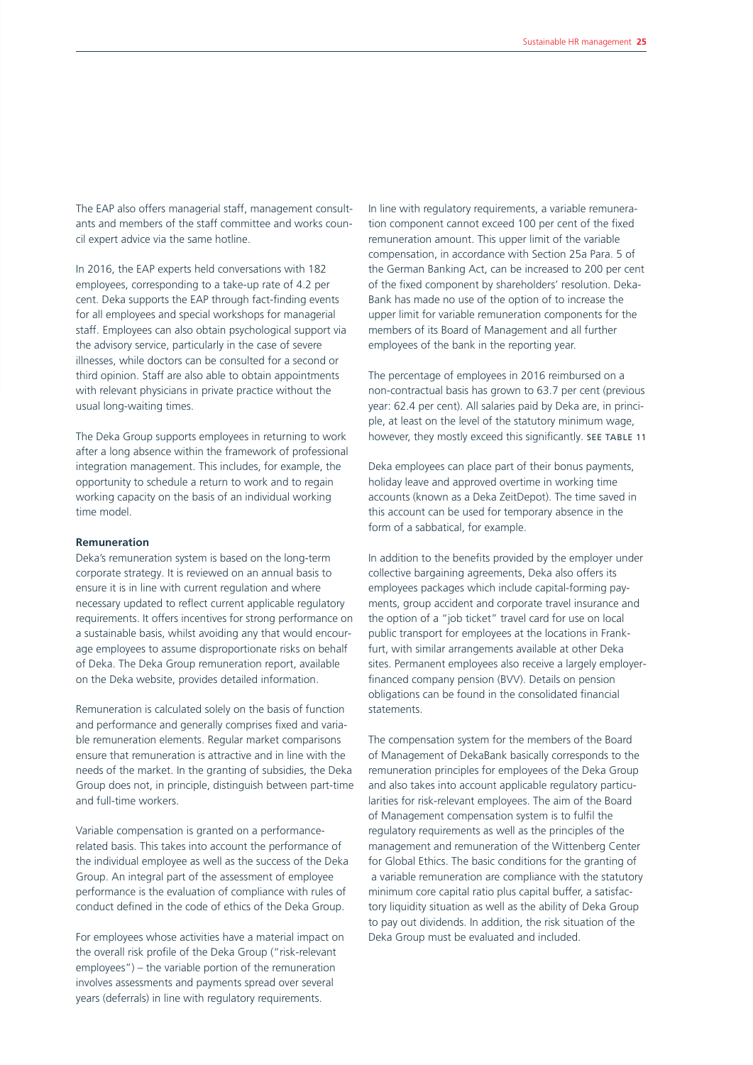The EAP also offers managerial staff, management consultants and members of the staff committee and works council expert advice via the same hotline.

In 2016, the EAP experts held conversations with 182 employees, corresponding to a take-up rate of 4.2 per cent. Deka supports the EAP through fact-finding events for all employees and special workshops for managerial staff. Employees can also obtain psychological support via the advisory service, particularly in the case of severe illnesses, while doctors can be consulted for a second or third opinion. Staff are also able to obtain appointments with relevant physicians in private practice without the usual long-waiting times.

The Deka Group supports employees in returning to work after a long absence within the framework of professional integration management. This includes, for example, the opportunity to schedule a return to work and to regain working capacity on the basis of an individual working time model.

**Remuneration**

Deka's remuneration system is based on the long-term corporate strategy. It is reviewed on an annual basis to ensure it is in line with current regulation and where necessary updated to reflect current applicable regulatory requirements. It offers incentives for strong performance on a sustainable basis, whilst avoiding any that would encourage employees to assume disproportionate risks on behalf of Deka. The Deka Group remuneration report, available on the Deka website, provides detailed information.

Remuneration is calculated solely on the basis of function and performance and generally comprises fixed and variable remuneration elements. Regular market comparisons ensure that remuneration is attractive and in line with the needs of the market. In the granting of subsidies, the Deka Group does not, in principle, distinguish between part-time and full-time workers.

Variable compensation is granted on a performance-related basis. This takes into account the performance of the individual employee as well as the success of the Deka Group. An integral part of the assessment of employee performance is the evaluation of compliance with rules of conduct defined in the code of ethics of the Deka Group.

For employees whose activities have a material impact on the overall risk profile of the Deka Group ("risk-relevant employees") – the variable portion of the remuneration involves assessments and payments spread over several years (deferrals) in line with regulatory requirements.

In line with regulatory requirements, a variable remuneration component cannot exceed 100 per cent of the fixed remuneration amount. This upper limit of the variable compensation, in accordance with Section 25a Para. 5 of the German Banking Act, can be increased to 200 per cent of the fixed component by shareholders' resolution. DekaBank has made no use of the option of to increase the upper limit for variable remuneration components for the members of its Board of Management and all further employees of the bank in the reporting year.

The percentage of employees in 2016 reimbursed on a non-contractual basis has grown to 63.7 per cent (previous year: 62.4 per cent). All salaries paid by Deka are, in principle, at least on the level of the statutory minimum wage, however, they mostly exceed this significantly. SEE TABLE 11

Deka employees can place part of their bonus payments, holiday leave and approved overtime in working time accounts (known as a Deka ZeitDepot). The time saved in this account can be used for temporary absence in the form of a sabbatical, for example.

In addition to the benefits provided by the employer under collective bargaining agreements, Deka also offers its employees packages which include capital-forming payments, group accident and corporate travel insurance and the option of a "job ticket" travel card for use on local public transport for employees at the locations in Frankfurt, with similar arrangements available at other Deka sites. Permanent employees also receive a largely employer-financed company pension (BVV). Details on pension obligations can be found in the consolidated financial statements.

The compensation system for the members of the Board of Management of DekaBank basically corresponds to the remuneration principles for employees of the Deka Group and also takes into account applicable regulatory particularities for risk-relevant employees. The aim of the Board of Management compensation system is to fulfil the regulatory requirements as well as the principles of the management and remuneration of the Wittenberg Center for Global Ethics. The basic conditions for the granting of a variable remuneration are compliance with the statutory minimum core capital ratio plus capital buffer, a satisfactory liquidity situation as well as the ability of Deka Group to pay out dividends. In addition, the risk situation of the Deka Group must be evaluated and included.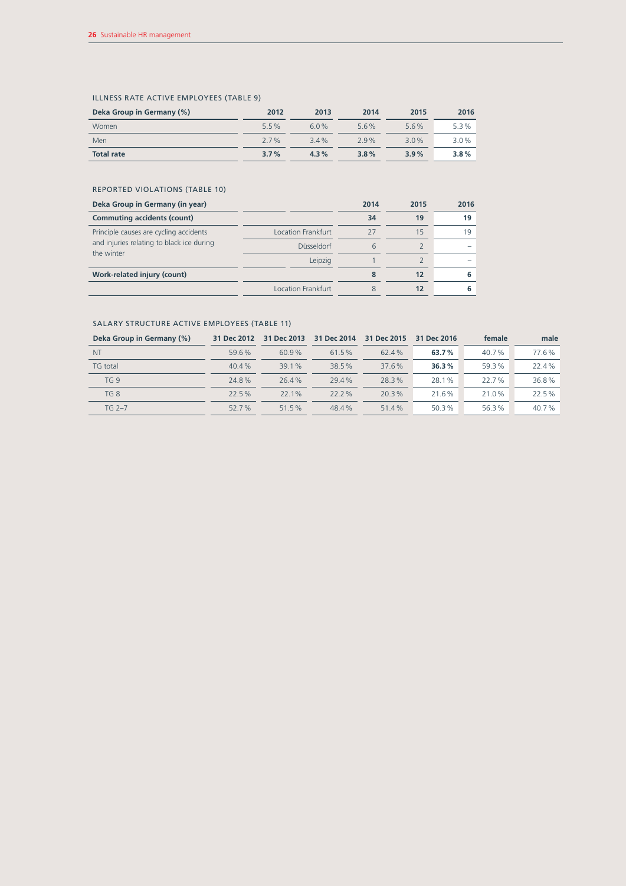### ILLNESS RATE ACTIVE EMPLOYEES (TABLE 9)

| Deka Group in Germany (%) | 2012 | 2013 | 2014 | 2015 | 2016 |
|---|---|---|---|---|---|
| Women | 5.5% | 6.0% | 5.6% | 5.6% | 5.3% |
| Men | 2.7% | 3.4% | 2.9% | 3.0% | 3.0% |
| **Total rate** | **3.7%** | **4.3%** | **3.8%** | **3.9%** | **3.8%** |

### REPORTED VIOLATIONS (TABLE 10)

| Deka Group in Germany (in year) | | 2014 | 2015 | 2016 |
|---|---|---|---|---|
| **Commuting accidents (count)** | | **34** | **19** | **19** |
| Principle causes are cycling accidents and injuries relating to black ice during the winter | Location Frankfurt | 27 | 15 | 19 |
| | Düsseldorf | 6 | 2 | – |
| | Leipzig | 1 | 2 | – |
| **Work-related injury (count)** | | **8** | **12** | **6** |
| | Location Frankfurt | 8 | **12** | **6** |

### SALARY STRUCTURE ACTIVE EMPLOYEES (TABLE 11)

| Deka Group in Germany (%) | 31 Dec 2012 | 31 Dec 2013 | 31 Dec 2014 | 31 Dec 2015 | 31 Dec 2016 | female | male |
|---|---|---|---|---|---|---|---|
| NT | 59.6% | 60.9% | 61.5% | 62.4% | **63.7%** | 40.7% | 77.6% |
| TG total | 40.4% | 39.1% | 38.5% | 37.6% | **36.3%** | 59.3% | 22.4% |
| TG 9 | 24.8% | 26.4% | 29.4% | 28.3% | 28.1% | 22.7% | 36.8% |
| TG 8 | 22.5% | 22.1% | 22.2% | 20.3% | 21.6% | 21.0% | 22.5% |
| TG 2–7 | 52.7% | 51.5% | 48.4% | 51.4% | 50.3% | 56.3% | 40.7% |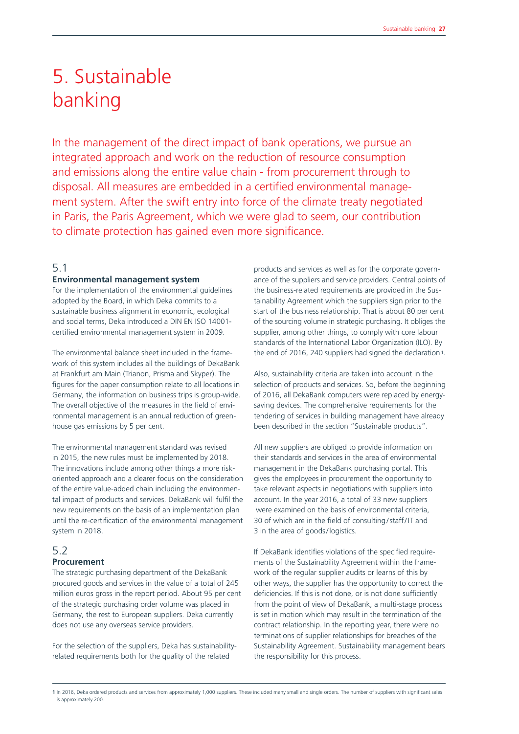# 5. Sustainable banking

In the management of the direct impact of bank operations, we pursue an integrated approach and work on the reduction of resource consumption and emissions along the entire value chain - from procurement through to disposal. All measures are embedded in a certified environmental management system. After the swift entry into force of the climate treaty negotiated in Paris, the Paris Agreement, which we were glad to seem, our contribution to climate protection has gained even more significance.

## 5.1 Environmental management system

For the implementation of the environmental guidelines adopted by the Board, in which Deka commits to a sustainable business alignment in economic, ecological and social terms, Deka introduced a DIN EN ISO 14001-certified environmental management system in 2009.

The environmental balance sheet included in the framework of this system includes all the buildings of DekaBank at Frankfurt am Main (Trianon, Prisma and Skyper). The figures for the paper consumption relate to all locations in Germany, the information on business trips is group-wide. The overall objective of the measures in the field of environmental management is an annual reduction of greenhouse gas emissions by 5 per cent.

The environmental management standard was revised in 2015, the new rules must be implemented by 2018. The innovations include among other things a more risk-oriented approach and a clearer focus on the consideration of the entire value-added chain including the environmental impact of products and services. DekaBank will fulfil the new requirements on the basis of an implementation plan until the re-certification of the environmental management system in 2018.

## 5.2 Procurement

The strategic purchasing department of the DekaBank procured goods and services in the value of a total of 245 million euros gross in the report period. About 95 per cent of the strategic purchasing order volume was placed in Germany, the rest to European suppliers. Deka currently does not use any overseas service providers.

For the selection of the suppliers, Deka has sustainability-related requirements both for the quality of the related products and services as well as for the corporate governance of the suppliers and service providers. Central points of the business-related requirements are provided in the Sustainability Agreement which the suppliers sign prior to the start of the business relationship. That is about 80 per cent of the sourcing volume in strategic purchasing. It obliges the supplier, among other things, to comply with core labour standards of the International Labor Organization (ILO). By the end of 2016, 240 suppliers had signed the declaration[1].

Also, sustainability criteria are taken into account in the selection of products and services. So, before the beginning of 2016, all DekaBank computers were replaced by energy-saving devices. The comprehensive requirements for the tendering of services in building management have already been described in the section "Sustainable products".

All new suppliers are obliged to provide information on their standards and services in the area of environmental management in the DekaBank purchasing portal. This gives the employees in procurement the opportunity to take relevant aspects in negotiations with suppliers into account. In the year 2016, a total of 33 new suppliers were examined on the basis of environmental criteria, 30 of which are in the field of consulting/staff/IT and 3 in the area of goods/logistics.

If DekaBank identifies violations of the specified requirements of the Sustainability Agreement within the framework of the regular supplier audits or learns of this by other ways, the supplier has the opportunity to correct the deficiencies. If this is not done, or is not done sufficiently from the point of view of DekaBank, a multi-stage process is set in motion which may result in the termination of the contract relationship. In the reporting year, there were no terminations of supplier relationships for breaches of the Sustainability Agreement. Sustainability management bears the responsibility for this process.

[1] In 2016, Deka ordered products and services from approximately 1,000 suppliers. These included many small and single orders. The number of suppliers with significant sales is approximately 200.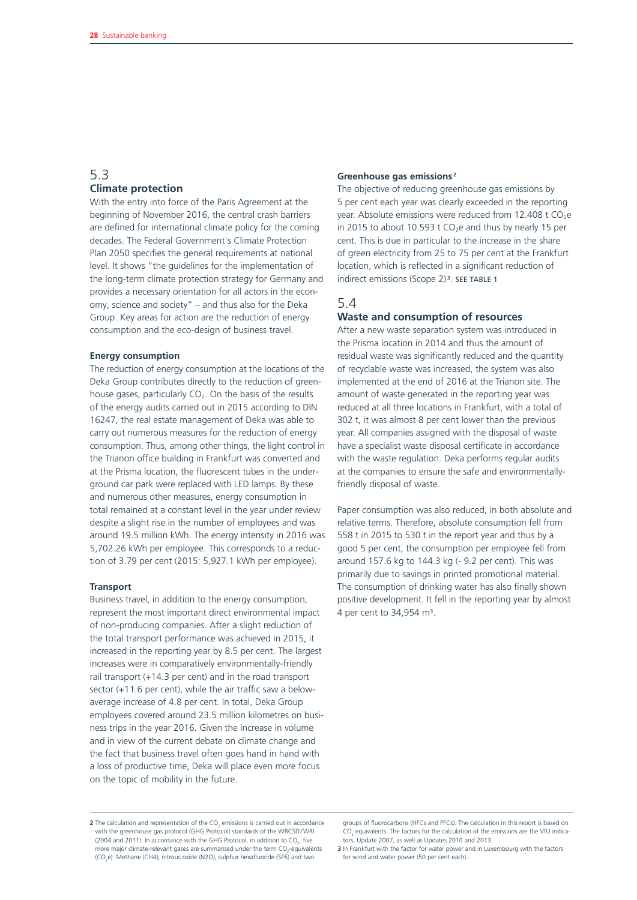## 5.3
## Climate protection

With the entry into force of the Paris Agreement at the beginning of November 2016, the central crash barriers are defined for international climate policy for the coming decades. The Federal Government's Climate Protection Plan 2050 specifies the general requirements at national level. It shows "the guidelines for the implementation of the long-term climate protection strategy for Germany and provides a necessary orientation for all actors in the economy, science and society" – and thus also for the Deka Group. Key areas for action are the reduction of energy consumption and the eco-design of business travel.

### Energy consumption

The reduction of energy consumption at the locations of the Deka Group contributes directly to the reduction of greenhouse gases, particularly $CO_2$. On the basis of the results of the energy audits carried out in 2015 according to DIN 16247, the real estate management of Deka was able to carry out numerous measures for the reduction of energy consumption. Thus, among other things, the light control in the Trianon office building in Frankfurt was converted and at the Prisma location, the fluorescent tubes in the underground car park were replaced with LED lamps. By these and numerous other measures, energy consumption in total remained at a constant level in the year under review despite a slight rise in the number of employees and was around 19.5 million kWh. The energy intensity in 2016 was 5,702.26 kWh per employee. This corresponds to a reduction of 3.79 per cent (2015: 5,927.1 kWh per employee).

### Transport

Business travel, in addition to the energy consumption, represent the most important direct environmental impact of non-producing companies. After a slight reduction of the total transport performance was achieved in 2015, it increased in the reporting year by 8.5 per cent. The largest increases were in comparatively environmentally-friendly rail transport (+14.3 per cent) and in the road transport sector (+11.6 per cent), while the air traffic saw a below-average increase of 4.8 per cent. In total, Deka Group employees covered around 23.5 million kilometres on business trips in the year 2016. Given the increase in volume and in view of the current debate on climate change and the fact that business travel often goes hand in hand with a loss of productive time, Deka will place even more focus on the topic of mobility in the future.

### Greenhouse gas emissions[2]

The objective of reducing greenhouse gas emissions by 5 per cent each year was clearly exceeded in the reporting year. Absolute emissions were reduced from 12.408 t $CO_2e$ in 2015 to about 10.593 t $CO_2e$ and thus by nearly 15 per cent. This is due in particular to the increase in the share of green electricity from 25 to 75 per cent at the Frankfurt location, which is reflected in a significant reduction of indirect emissions (Scope 2)[3]. SEE TABLE 1

## 5.4
## Waste and consumption of resources

After a new waste separation system was introduced in the Prisma location in 2014 and thus the amount of residual waste was significantly reduced and the quantity of recyclable waste was increased, the system was also implemented at the end of 2016 at the Trianon site. The amount of waste generated in the reporting year was reduced at all three locations in Frankfurt, with a total of 302 t, it was almost 8 per cent lower than the previous year. All companies assigned with the disposal of waste have a specialist waste disposal certificate in accordance with the waste regulation. Deka performs regular audits at the companies to ensure the safe and environmentally-friendly disposal of waste.

Paper consumption was also reduced, in both absolute and relative terms. Therefore, absolute consumption fell from 558 t in 2015 to 530 t in the report year and thus by a good 5 per cent, the consumption per employee fell from around 157.6 kg to 144.3 kg (- 9.2 per cent). This was primarily due to savings in printed promotional material. The consumption of drinking water has also finally shown positive development. It fell in the reporting year by almost 4 per cent to 34,954 m³.

---

**2** The calculation and representation of the $CO_2$ emissions is carried out in accordance with the greenhouse gas protocol (GHG Protocol) standards of the WBCSD/WRI (2004 and 2011). In accordance with the GHG Protocol, in addition to $CO_2$, five more major climate-relevant gases are summarised under the term $CO_2$-equivalents ($CO_2e$): Methane (CH4), nitrous oxide (N2O), sulphur hexafluoride (SF6) and two groups of fluorocarbons (HFCs and PFCs). The calculation in this report is based on $CO_2$ equivalents. The factors for the calculation of the emissions are the VfU indicators, Update 2007, as well as Updates 2010 and 2013.

**3** In Frankfurt with the factor for water power and in Luxembourg with the factors for wind and water power (50 per cent each).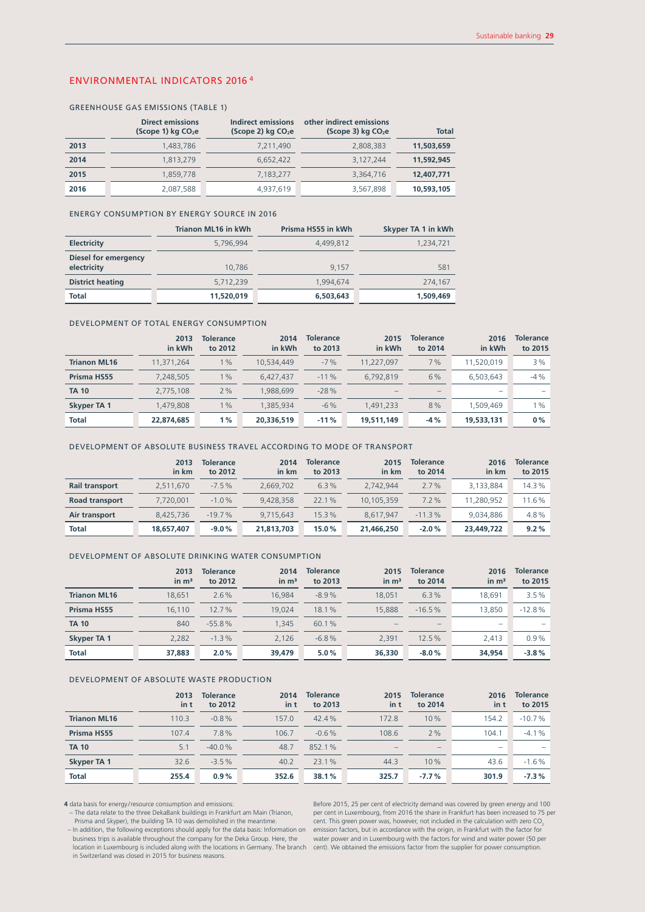## ENVIRONMENTAL INDICATORS 2016 [4]

### GREENHOUSE GAS EMISSIONS (TABLE 1)

| | Direct emissions (Scope 1) kg $CO_2e$ | Indirect emissions (Scope 2) kg $CO_2e$ | other indirect emissions (Scope 3) kg $CO_2e$ | Total |
|---|---|---|---|---|
| **2013** | 1,483,786 | 7,211,490 | 2,808,383 | **11,503,659** |
| **2014** | 1,813,279 | 6,652,422 | 3,127,244 | **11,592,945** |
| **2015** | 1,859,778 | 7,183,277 | 3,364,716 | **12,407,771** |
| **2016** | 2,087,588 | 4,937,619 | 3,567,898 | **10,593,105** |

### ENERGY CONSUMPTION BY ENERGY SOURCE IN 2016

| | Trianon ML16 in kWh | Prisma HS55 in kWh | Skyper TA 1 in kWh |
|---|---|---|---|
| **Electricity** | 5,796,994 | 4,499,812 | 1,234,721 |
| **Diesel for emergency electricity** | 10,786 | 9,157 | 581 |
| **District heating** | 5,712,239 | 1,994,674 | 274,167 |
| **Total** | **11,520,019** | **6,503,643** | **1,509,469** |

### DEVELOPMENT OF TOTAL ENERGY CONSUMPTION

| | 2013 in kWh | Tolerance to 2012 | 2014 in kWh | Tolerance to 2013 | 2015 in kWh | Tolerance to 2014 | 2016 in kWh | Tolerance to 2015 |
|---|---|---|---|---|---|---|---|---|
| **Trianon ML16** | 11,371,264 | 1% | 10,534,449 | -7% | 11,227,097 | 7% | 11,520,019 | 3% |
| **Prisma HS55** | 7,248,505 | 1% | 6,427,437 | -11% | 6,792,819 | 6% | 6,503,643 | -4% |
| **TA 10** | 2,775,108 | 2% | 1,988,699 | -28% | – | – | – | – |
| **Skyper TA 1** | 1,479,808 | 1% | 1,385,934 | -6% | 1,491,233 | 8% | 1,509,469 | 1% |
| **Total** | **22,874,685** | **1%** | **20,336,519** | **-11%** | **19,511,149** | **-4%** | **19,533,131** | **0%** |

### DEVELOPMENT OF ABSOLUTE BUSINESS TRAVEL ACCORDING TO MODE OF TRANSPORT

| | 2013 in km | Tolerance to 2012 | 2014 in km | Tolerance to 2013 | 2015 in km | Tolerance to 2014 | 2016 in km | Tolerance to 2015 |
|---|---|---|---|---|---|---|---|---|
| **Rail transport** | 2,511,670 | -7.5% | 2,669,702 | 6.3% | 2,742,944 | 2.7% | 3,133,884 | 14.3% |
| **Road transport** | 7,720,001 | -1.0% | 9,428,358 | 22.1% | 10,105,359 | 7.2% | 11,280,952 | 11.6% |
| **Air transport** | 8,425,736 | -19.7% | 9,715,643 | 15.3% | 8,617,947 | -11.3% | 9,034,886 | 4.8% |
| **Total** | **18,657,407** | **-9.0%** | **21,813,703** | **15.0%** | **21,466,250** | **-2.0%** | **23,449,722** | **9.2%** |

### DEVELOPMENT OF ABSOLUTE DRINKING WATER CONSUMPTION

| | 2013 in m³ | Tolerance to 2012 | 2014 in m³ | Tolerance to 2013 | 2015 in m³ | Tolerance to 2014 | 2016 in m³ | Tolerance to 2015 |
|---|---|---|---|---|---|---|---|---|
| **Trianon ML16** | 18,651 | 2.6% | 16,984 | -8.9% | 18,051 | 6.3% | 18,691 | 3.5% |
| **Prisma HS55** | 16,110 | 12.7% | 19,024 | 18.1% | 15,888 | -16.5% | 13,850 | -12.8% |
| **TA 10** | 840 | -55.8% | 1,345 | 60.1% | – | – | – | – |
| **Skyper TA 1** | 2,282 | -1.3% | 2,126 | -6.8% | 2,391 | 12.5% | 2,413 | 0.9% |
| **Total** | **37,883** | **2.0%** | **39,479** | **5.0%** | **36,330** | **-8.0%** | **34,954** | **-3.8%** |

### DEVELOPMENT OF ABSOLUTE WASTE PRODUCTION

| | 2013 in t | Tolerance to 2012 | 2014 in t | Tolerance to 2013 | 2015 in t | Tolerance to 2014 | 2016 in t | Tolerance to 2015 |
|---|---|---|---|---|---|---|---|---|
| **Trianon ML16** | 110.3 | -0.8% | 157.0 | 42.4% | 172.8 | 10% | 154.2 | -10.7% |
| **Prisma HS55** | 107.4 | 7.8% | 106.7 | -0.6% | 108.6 | 2% | 104.1 | -4.1% |
| **TA 10** | 5.1 | -40.0% | 48.7 | 852.1% | – | – | – | – |
| **Skyper TA 1** | 32.6 | -3.5% | 40.2 | 23.1% | 44.3 | 10% | 43.6 | -1.6% |
| **Total** | **255.4** | **0.9%** | **352.6** | **38.1%** | **325.7** | **-7.7%** | **301.9** | **-7.3%** |

**4** data basis for energy/resource consumption and emissions:
– The data relate to the three DekaBank buildings in Frankfurt am Main (Trianon, Prisma and Skyper), the building TA 10 was demolished in the meantime.
– In addition, the following exceptions should apply for the data basis: Information on business trips is available throughout the company for the Deka Group. Here, the location in Luxembourg is included along with the locations in Germany. The branch in Switzerland was closed in 2015 for business reasons.

Before 2015, 25 per cent of electricity demand was covered by green energy and 100 per cent in Luxembourg, from 2016 the share in Frankfurt has been increased to 75 per cent. This green power was, however, not included in the calculation with zero $CO_2$ emission factors, but in accordance with the origin, in Frankfurt with the factor for water power and in Luxembourg with the factors for wind and water power (50 per cent). We obtained the emissions factor from the supplier for power consumption.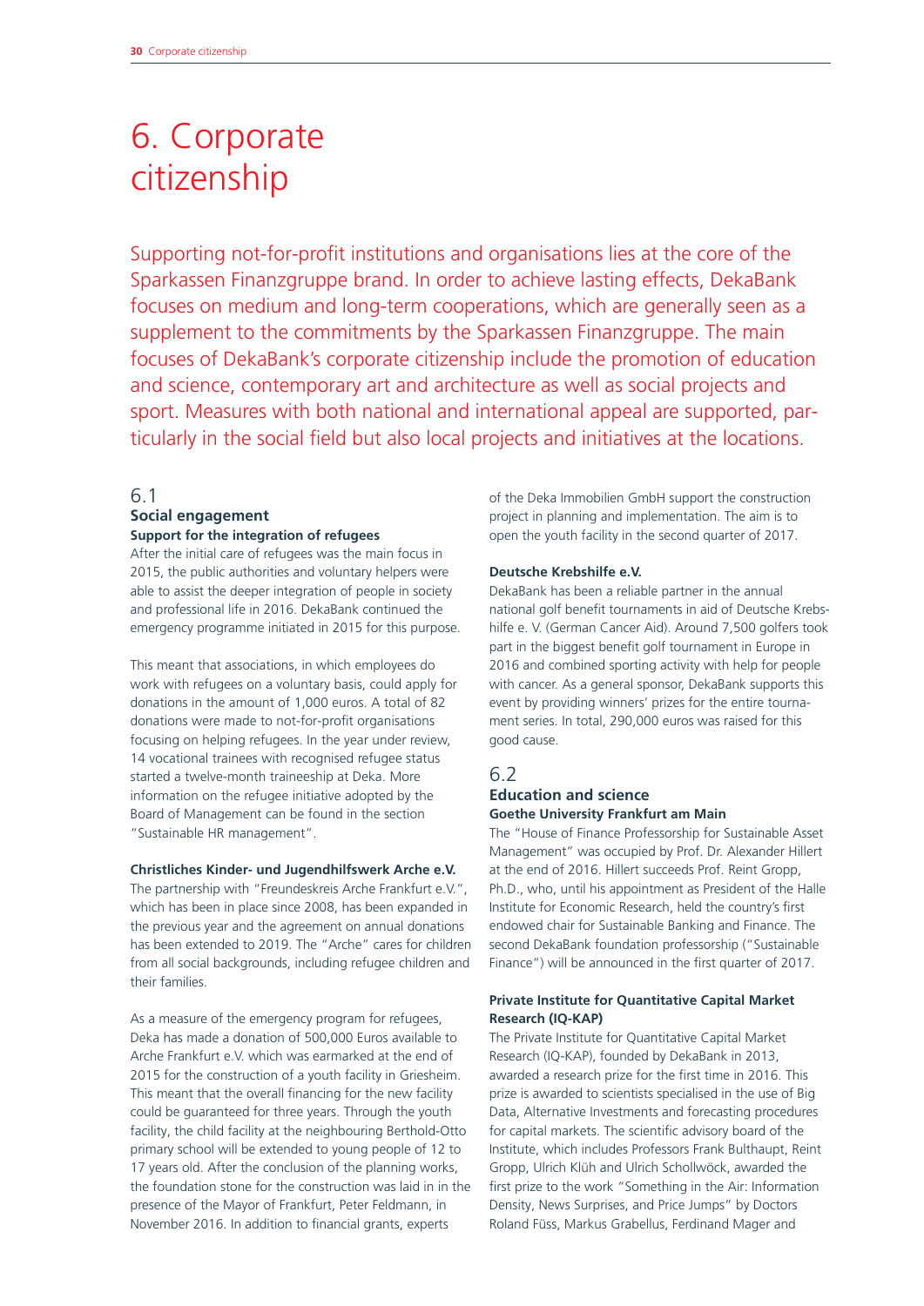# 6. Corporate citizenship

Supporting not-for-profit institutions and organisations lies at the core of the Sparkassen Finanzgruppe brand. In order to achieve lasting effects, DekaBank focuses on medium and long-term cooperations, which are generally seen as a supplement to the commitments by the Sparkassen Finanzgruppe. The main focuses of DekaBank's corporate citizenship include the promotion of education and science, contemporary art and architecture as well as social projects and sport. Measures with both national and international appeal are supported, particularly in the social field but also local projects and initiatives at the locations.

## 6.1 Social engagement

**Support for the integration of refugees**

After the initial care of refugees was the main focus in 2015, the public authorities and voluntary helpers were able to assist the deeper integration of people in society and professional life in 2016. DekaBank continued the emergency programme initiated in 2015 for this purpose.

This meant that associations, in which employees do work with refugees on a voluntary basis, could apply for donations in the amount of 1,000 euros. A total of 82 donations were made to not-for-profit organisations focusing on helping refugees. In the year under review, 14 vocational trainees with recognised refugee status started a twelve-month traineeship at Deka. More information on the refugee initiative adopted by the Board of Management can be found in the section "Sustainable HR management".

**Christliches Kinder- und Jugendhilfswerk Arche e.V.**

The partnership with "Freundeskreis Arche Frankfurt e.V.", which has been in place since 2008, has been expanded in the previous year and the agreement on annual donations has been extended to 2019. The "Arche" cares for children from all social backgrounds, including refugee children and their families.

As a measure of the emergency program for refugees, Deka has made a donation of 500,000 Euros available to Arche Frankfurt e.V. which was earmarked at the end of 2015 for the construction of a youth facility in Griesheim. This meant that the overall financing for the new facility could be guaranteed for three years. Through the youth facility, the child facility at the neighbouring Berthold-Otto primary school will be extended to young people of 12 to 17 years old. After the conclusion of the planning works, the foundation stone for the construction was laid in in the presence of the Mayor of Frankfurt, Peter Feldmann, in November 2016. In addition to financial grants, experts of the Deka Immobilien GmbH support the construction project in planning and implementation. The aim is to open the youth facility in the second quarter of 2017.

**Deutsche Krebshilfe e.V.**

DekaBank has been a reliable partner in the annual national golf benefit tournaments in aid of Deutsche Krebshilfe e. V. (German Cancer Aid). Around 7,500 golfers took part in the biggest benefit golf tournament in Europe in 2016 and combined sporting activity with help for people with cancer. As a general sponsor, DekaBank supports this event by providing winners' prizes for the entire tournament series. In total, 290,000 euros was raised for this good cause.

## 6.2 Education and science

**Goethe University Frankfurt am Main**

The "House of Finance Professorship for Sustainable Asset Management" was occupied by Prof. Dr. Alexander Hillert at the end of 2016. Hillert succeeds Prof. Reint Gropp, Ph.D., who, until his appointment as President of the Halle Institute for Economic Research, held the country's first endowed chair for Sustainable Banking and Finance. The second DekaBank foundation professorship ("Sustainable Finance") will be announced in the first quarter of 2017.

**Private Institute for Quantitative Capital Market Research (IQ-KAP)**

The Private Institute for Quantitative Capital Market Research (IQ-KAP), founded by DekaBank in 2013, awarded a research prize for the first time in 2016. This prize is awarded to scientists specialised in the use of Big Data, Alternative Investments and forecasting procedures for capital markets. The scientific advisory board of the Institute, which includes Professors Frank Bulthaupt, Reint Gropp, Ulrich Klüh and Ulrich Schollwöck, awarded the first prize to the work "Something in the Air: Information Density, News Surprises, and Price Jumps" by Doctors Roland Füss, Markus Grabellus, Ferdinand Mager and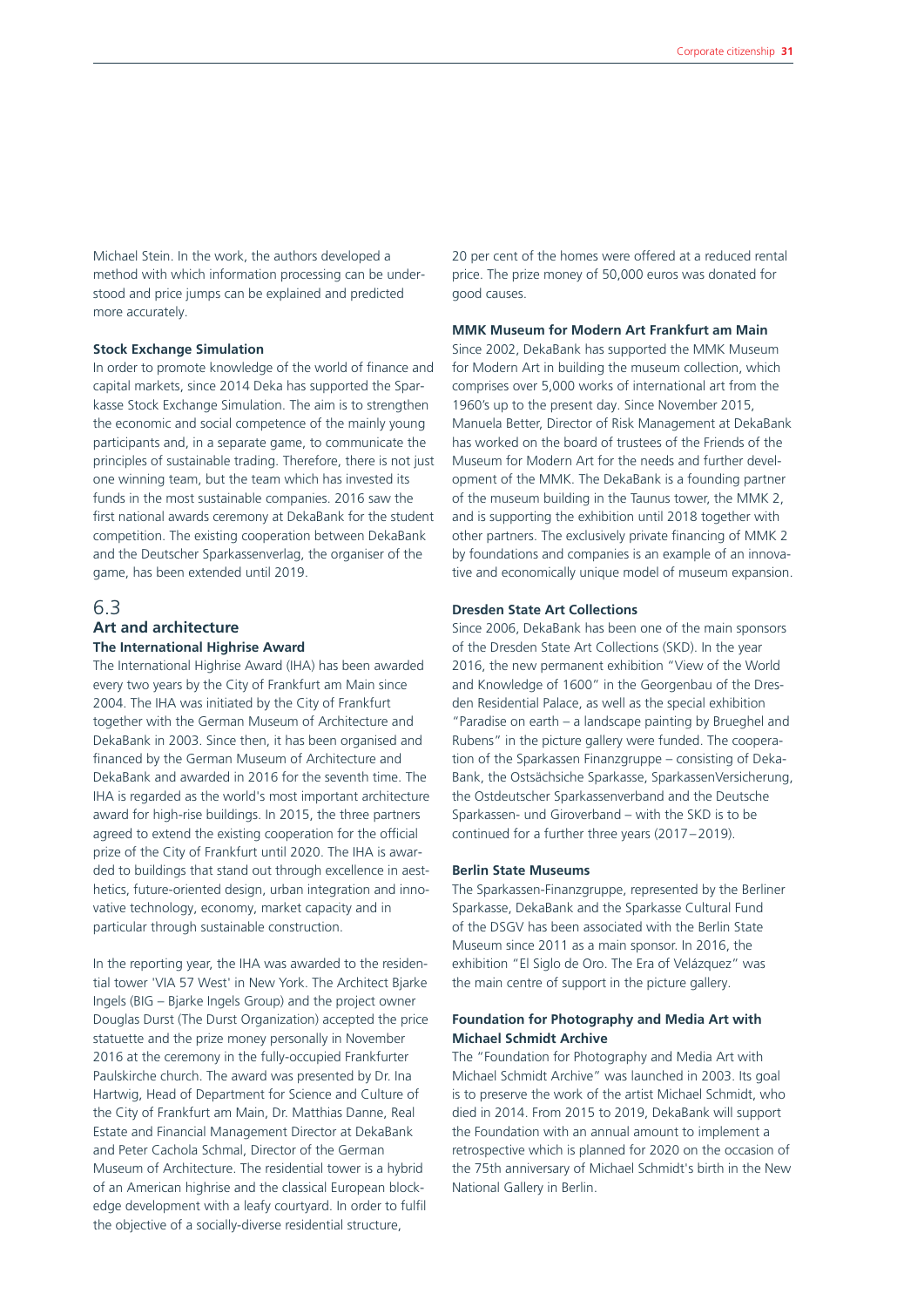Michael Stein. In the work, the authors developed a method with which information processing can be understood and price jumps can be explained and predicted more accurately.

**Stock Exchange Simulation**

In order to promote knowledge of the world of finance and capital markets, since 2014 Deka has supported the Sparkasse Stock Exchange Simulation. The aim is to strengthen the economic and social competence of the mainly young participants and, in a separate game, to communicate the principles of sustainable trading. Therefore, there is not just one winning team, but the team which has invested its funds in the most sustainable companies. 2016 saw the first national awards ceremony at DekaBank for the student competition. The existing cooperation between DekaBank and the Deutscher Sparkassenverlag, the organiser of the game, has been extended until 2019.

## 6.3 Art and architecture

**The International Highrise Award**

The International Highrise Award (IHA) has been awarded every two years by the City of Frankfurt am Main since 2004. The IHA was initiated by the City of Frankfurt together with the German Museum of Architecture and DekaBank in 2003. Since then, it has been organised and financed by the German Museum of Architecture and DekaBank and awarded in 2016 for the seventh time. The IHA is regarded as the world's most important architecture award for high-rise buildings. In 2015, the three partners agreed to extend the existing cooperation for the official prize of the City of Frankfurt until 2020. The IHA is awarded to buildings that stand out through excellence in aesthetics, future-oriented design, urban integration and innovative technology, economy, market capacity and in particular through sustainable construction.

In the reporting year, the IHA was awarded to the residential tower 'VIA 57 West' in New York. The Architect Bjarke Ingels (BIG – Bjarke Ingels Group) and the project owner Douglas Durst (The Durst Organization) accepted the price statuette and the prize money personally in November 2016 at the ceremony in the fully-occupied Frankfurter Paulskirche church. The award was presented by Dr. Ina Hartwig, Head of Department for Science and Culture of the City of Frankfurt am Main, Dr. Matthias Danne, Real Estate and Financial Management Director at DekaBank and Peter Cachola Schmal, Director of the German Museum of Architecture. The residential tower is a hybrid of an American highrise and the classical European block-edge development with a leafy courtyard. In order to fulfil the objective of a socially-diverse residential structure, 20 per cent of the homes were offered at a reduced rental price. The prize money of 50,000 euros was donated for good causes.

**MMK Museum for Modern Art Frankfurt am Main**

Since 2002, DekaBank has supported the MMK Museum for Modern Art in building the museum collection, which comprises over 5,000 works of international art from the 1960's up to the present day. Since November 2015, Manuela Better, Director of Risk Management at DekaBank has worked on the board of trustees of the Friends of the Museum for Modern Art for the needs and further development of the MMK. The DekaBank is a founding partner of the museum building in the Taunus tower, the MMK 2, and is supporting the exhibition until 2018 together with other partners. The exclusively private financing of MMK 2 by foundations and companies is an example of an innovative and economically unique model of museum expansion.

**Dresden State Art Collections**

Since 2006, DekaBank has been one of the main sponsors of the Dresden State Art Collections (SKD). In the year 2016, the new permanent exhibition "View of the World and Knowledge of 1600" in the Georgenbau of the Dresden Residential Palace, as well as the special exhibition "Paradise on earth – a landscape painting by Brueghel and Rubens" in the picture gallery were funded. The cooperation of the Sparkassen Finanzgruppe – consisting of DekaBank, the Ostsächsiche Sparkasse, SparkassenVersicherung, the Ostdeutscher Sparkassenverband and the Deutsche Sparkassen- und Giroverband – with the SKD is to be continued for a further three years (2017–2019).

**Berlin State Museums**

The Sparkassen-Finanzgruppe, represented by the Berliner Sparkasse, DekaBank and the Sparkasse Cultural Fund of the DSGV has been associated with the Berlin State Museum since 2011 as a main sponsor. In 2016, the exhibition "El Siglo de Oro. The Era of Velázquez" was the main centre of support in the picture gallery.

**Foundation for Photography and Media Art with Michael Schmidt Archive**

The "Foundation for Photography and Media Art with Michael Schmidt Archive" was launched in 2003. Its goal is to preserve the work of the artist Michael Schmidt, who died in 2014. From 2015 to 2019, DekaBank will support the Foundation with an annual amount to implement a retrospective which is planned for 2020 on the occasion of the 75th anniversary of Michael Schmidt's birth in the New National Gallery in Berlin.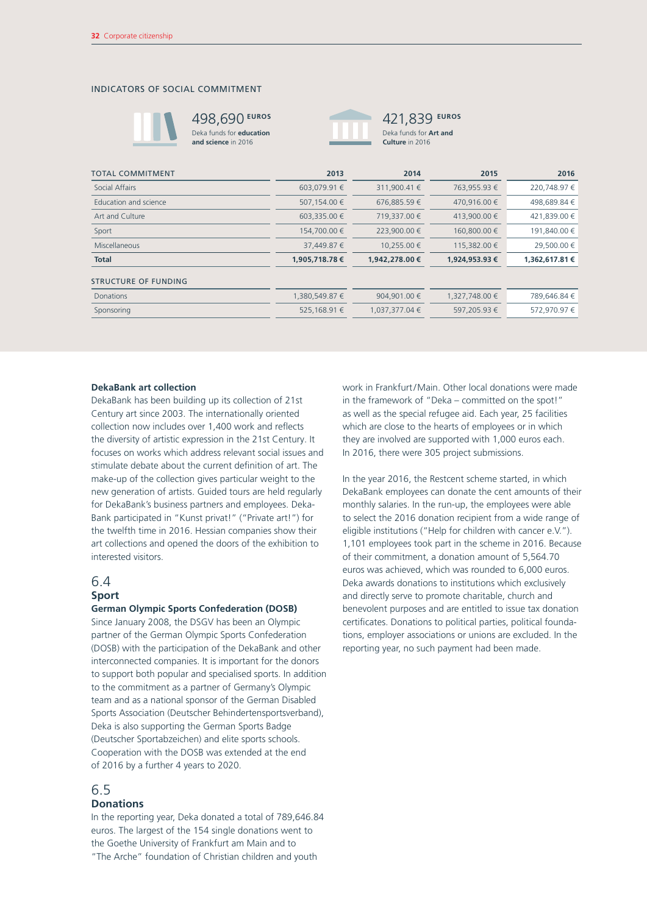## INDICATORS OF SOCIAL COMMITMENT

498,690 EUROS
Deka funds for **education and science** in 2016

421,839 EUROS
Deka funds for **Art and Culture** in 2016

| TOTAL COMMITMENT | 2013 | 2014 | 2015 | 2016 |
|---|---|---|---|---|
| Social Affairs | 603,079.91 € | 311,900.41 € | 763,955.93 € | 220,748.97 € |
| Education and science | 507,154.00 € | 676,885.59 € | 470,916.00 € | 498,689.84 € |
| Art and Culture | 603,335.00 € | 719,337.00 € | 413,900.00 € | 421,839.00 € |
| Sport | 154,700.00 € | 223,900.00 € | 160,800.00 € | 191,840.00 € |
| Miscellaneous | 37,449.87 € | 10,255.00 € | 115,382.00 € | 29,500.00 € |
| **Total** | **1,905,718.78 €** | **1,942,278.00 €** | **1,924,953.93 €** | **1,362,617.81 €** |
| **STRUCTURE OF FUNDING** | | | | |
| Donations | 1,380,549.87 € | 904,901.00 € | 1,327,748.00 € | 789,646.84 € |
| Sponsoring | 525,168.91 € | 1,037,377.04 € | 597,205.93 € | 572,970.97 € |

**DekaBank art collection**

DekaBank has been building up its collection of 21st Century art since 2003. The internationally oriented collection now includes over 1,400 work and reflects the diversity of artistic expression in the 21st Century. It focuses on works which address relevant social issues and stimulate debate about the current definition of art. The make-up of the collection gives particular weight to the new generation of artists. Guided tours are held regularly for DekaBank's business partners and employees. Deka-Bank participated in "Kunst privat!" ("Private art!") for the twelfth time in 2016. Hessian companies show their art collections and opened the doors of the exhibition to interested visitors.

## 6.4 Sport

**German Olympic Sports Confederation (DOSB)**

Since January 2008, the DSGV has been an Olympic partner of the German Olympic Sports Confederation (DOSB) with the participation of the DekaBank and other interconnected companies. It is important for the donors to support both popular and specialised sports. In addition to the commitment as a partner of Germany's Olympic team and as a national sponsor of the German Disabled Sports Association (Deutscher Behindertensportsverband), Deka is also supporting the German Sports Badge (Deutscher Sportabzeichen) and elite sports schools. Cooperation with the DOSB was extended at the end of 2016 by a further 4 years to 2020.

## 6.5 Donations

In the reporting year, Deka donated a total of 789,646.84 euros. The largest of the 154 single donations went to the Goethe University of Frankfurt am Main and to "The Arche" foundation of Christian children and youth work in Frankfurt/Main. Other local donations were made in the framework of "Deka – committed on the spot!" as well as the special refugee aid. Each year, 25 facilities which are close to the hearts of employees or in which they are involved are supported with 1,000 euros each. In 2016, there were 305 project submissions.

In the year 2016, the Restcent scheme started, in which DekaBank employees can donate the cent amounts of their monthly salaries. In the run-up, the employees were able to select the 2016 donation recipient from a wide range of eligible institutions ("Help for children with cancer e.V."). 1,101 employees took part in the scheme in 2016. Because of their commitment, a donation amount of 5,564.70 euros was achieved, which was rounded to 6,000 euros. Deka awards donations to institutions which exclusively and directly serve to promote charitable, church and benevolent purposes and are entitled to issue tax donation certificates. Donations to political parties, political foundations, employer associations or unions are excluded. In the reporting year, no such payment had been made.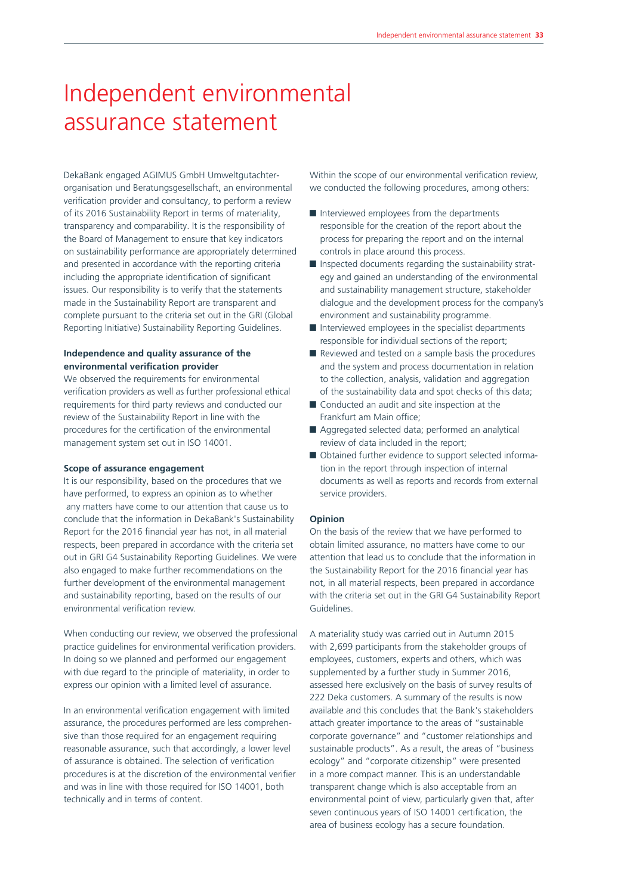# Independent environmental assurance statement

DekaBank engaged AGIMUS GmbH Umweltgutachter­organisation und Beratungsgesellschaft, an environmental verification provider and consultancy, to perform a review of its 2016 Sustainability Report in terms of materiality, transparency and comparability. It is the responsibility of the Board of Management to ensure that key indicators on sustainability performance are appropriately determined and presented in accordance with the reporting criteria including the appropriate identification of significant issues. Our responsibility is to verify that the statements made in the Sustainability Report are transparent and complete pursuant to the criteria set out in the GRI (Global Reporting Initiative) Sustainability Reporting Guidelines.

**Independence and quality assurance of the environmental verification provider**

We observed the requirements for environmental verification providers as well as further professional ethical requirements for third party reviews and conducted our review of the Sustainability Report in line with the procedures for the certification of the environmental management system set out in ISO 14001.

**Scope of assurance engagement**

It is our responsibility, based on the procedures that we have performed, to express an opinion as to whether any matters have come to our attention that cause us to conclude that the information in DekaBank's Sustainability Report for the 2016 financial year has not, in all material respects, been prepared in accordance with the criteria set out in GRI G4 Sustainability Reporting Guidelines. We were also engaged to make further recommendations on the further development of the environmental management and sustainability reporting, based on the results of our environmental verification review.

When conducting our review, we observed the professional practice guidelines for environmental verification providers. In doing so we planned and performed our engagement with due regard to the principle of materiality, in order to express our opinion with a limited level of assurance.

In an environmental verification engagement with limited assurance, the procedures performed are less comprehensive than those required for an engagement requiring reasonable assurance, such that accordingly, a lower level of assurance is obtained. The selection of verification procedures is at the discretion of the environmental verifier and was in line with those required for ISO 14001, both technically and in terms of content.

Within the scope of our environmental verification review, we conducted the following procedures, among others:

- Interviewed employees from the departments responsible for the creation of the report about the process for preparing the report and on the internal controls in place around this process.
- Inspected documents regarding the sustainability strategy and gained an understanding of the environmental and sustainability management structure, stakeholder dialogue and the development process for the company's environment and sustainability programme.
- Interviewed employees in the specialist departments responsible for individual sections of the report;
- Reviewed and tested on a sample basis the procedures and the system and process documentation in relation to the collection, analysis, validation and aggregation of the sustainability data and spot checks of this data;
- Conducted an audit and site inspection at the Frankfurt am Main office;
- Aggregated selected data; performed an analytical review of data included in the report;
- Obtained further evidence to support selected information in the report through inspection of internal documents as well as reports and records from external service providers.

**Opinion**

On the basis of the review that we have performed to obtain limited assurance, no matters have come to our attention that lead us to conclude that the information in the Sustainability Report for the 2016 financial year has not, in all material respects, been prepared in accordance with the criteria set out in the GRI G4 Sustainability Report Guidelines.

A materiality study was carried out in Autumn 2015 with 2,699 participants from the stakeholder groups of employees, customers, experts and others, which was supplemented by a further study in Summer 2016, assessed here exclusively on the basis of survey results of 222 Deka customers. A summary of the results is now available and this concludes that the Bank's stakeholders attach greater importance to the areas of "sustainable corporate governance" and "customer relationships and sustainable products". As a result, the areas of "business ecology" and "corporate citizenship" were presented in a more compact manner. This is an understandable transparent change which is also acceptable from an environmental point of view, particularly given that, after seven continuous years of ISO 14001 certification, the area of business ecology has a secure foundation.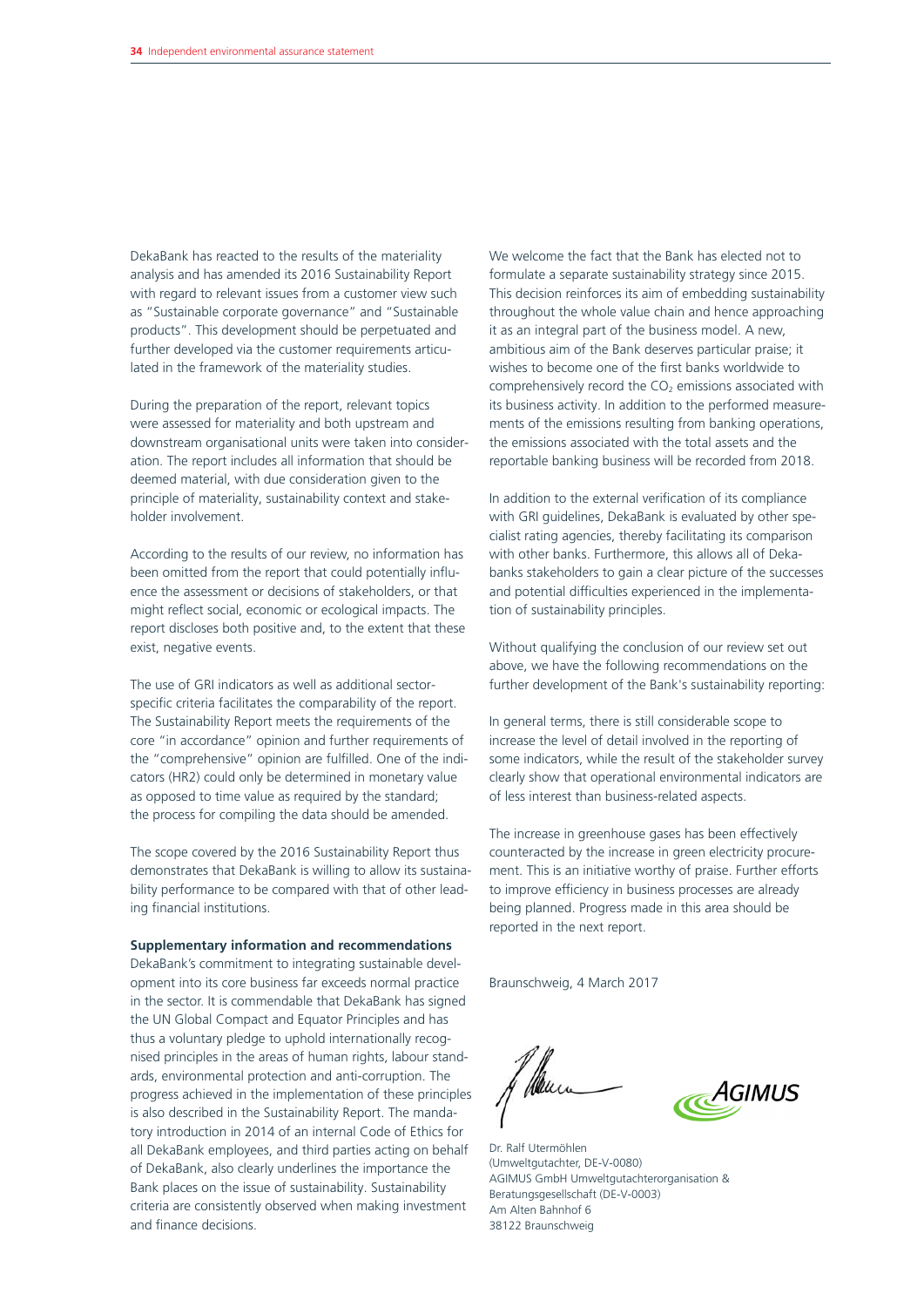DekaBank has reacted to the results of the materiality analysis and has amended its 2016 Sustainability Report with regard to relevant issues from a customer view such as "Sustainable corporate governance" and "Sustainable products". This development should be perpetuated and further developed via the customer requirements articulated in the framework of the materiality studies.

During the preparation of the report, relevant topics were assessed for materiality and both upstream and downstream organisational units were taken into consideration. The report includes all information that should be deemed material, with due consideration given to the principle of materiality, sustainability context and stakeholder involvement.

According to the results of our review, no information has been omitted from the report that could potentially influence the assessment or decisions of stakeholders, or that might reflect social, economic or ecological impacts. The report discloses both positive and, to the extent that these exist, negative events.

The use of GRI indicators as well as additional sector-specific criteria facilitates the comparability of the report. The Sustainability Report meets the requirements of the core "in accordance" opinion and further requirements of the "comprehensive" opinion are fulfilled. One of the indicators (HR2) could only be determined in monetary value as opposed to time value as required by the standard; the process for compiling the data should be amended.

The scope covered by the 2016 Sustainability Report thus demonstrates that DekaBank is willing to allow its sustainability performance to be compared with that of other leading financial institutions.

**Supplementary information and recommendations**

DekaBank's commitment to integrating sustainable development into its core business far exceeds normal practice in the sector. It is commendable that DekaBank has signed the UN Global Compact and Equator Principles and has thus a voluntary pledge to uphold internationally recognised principles in the areas of human rights, labour standards, environmental protection and anti-corruption. The progress achieved in the implementation of these principles is also described in the Sustainability Report. The mandatory introduction in 2014 of an internal Code of Ethics for all DekaBank employees, and third parties acting on behalf of DekaBank, also clearly underlines the importance the Bank places on the issue of sustainability. Sustainability criteria are consistently observed when making investment and finance decisions.

We welcome the fact that the Bank has elected not to formulate a separate sustainability strategy since 2015. This decision reinforces its aim of embedding sustainability throughout the whole value chain and hence approaching it as an integral part of the business model. A new, ambitious aim of the Bank deserves particular praise; it wishes to become one of the first banks worldwide to comprehensively record the $CO_2$ emissions associated with its business activity. In addition to the performed measurements of the emissions resulting from banking operations, the emissions associated with the total assets and the reportable banking business will be recorded from 2018.

In addition to the external verification of its compliance with GRI guidelines, DekaBank is evaluated by other specialist rating agencies, thereby facilitating its comparison with other banks. Furthermore, this allows all of Dekabanks stakeholders to gain a clear picture of the successes and potential difficulties experienced in the implementation of sustainability principles.

Without qualifying the conclusion of our review set out above, we have the following recommendations on the further development of the Bank's sustainability reporting:

In general terms, there is still considerable scope to increase the level of detail involved in the reporting of some indicators, while the result of the stakeholder survey clearly show that operational environmental indicators are of less interest than business-related aspects.

The increase in greenhouse gases has been effectively counteracted by the increase in green electricity procurement. This is an initiative worthy of praise. Further efforts to improve efficiency in business processes are already being planned. Progress made in this area should be reported in the next report.

Braunschweig, 4 March 2017

Dr. Ralf Utermöhlen
(Umweltgutachter, DE-V-0080)
AGIMUS GmbH Umweltgutachterorganisation & Beratungsgesellschaft (DE-V-0003)
Am Alten Bahnhof 6
38122 Braunschweig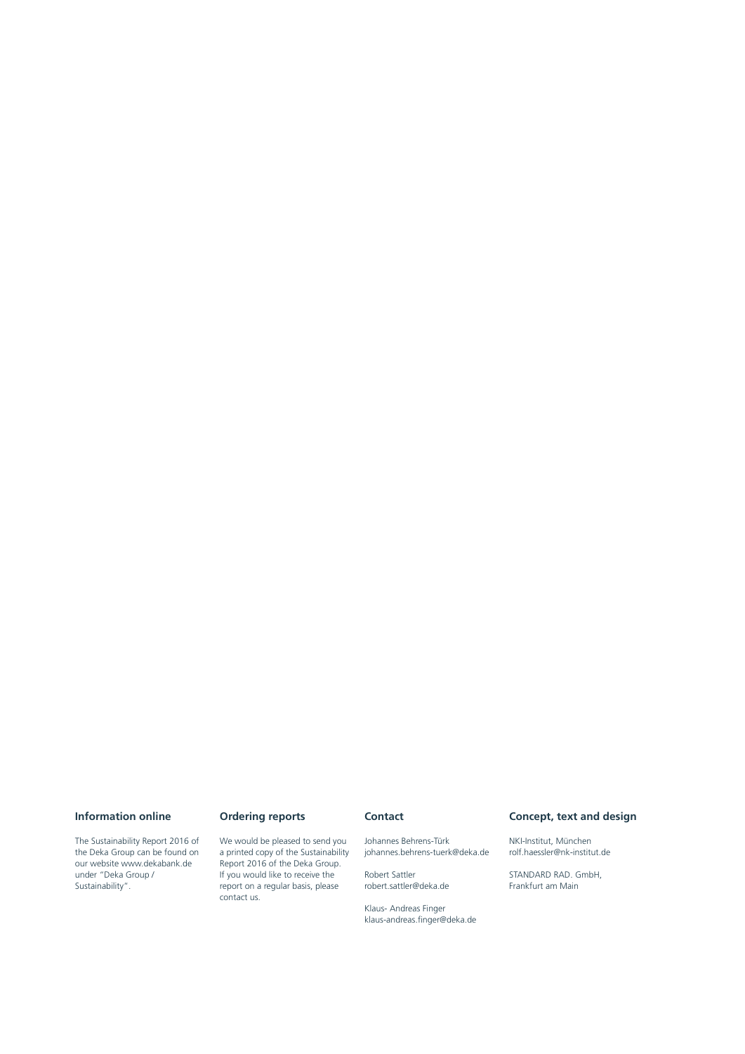### Information online

The Sustainability Report 2016 of the Deka Group can be found on our website www.dekabank.de under "Deka Group / Sustainability".

### Ordering reports

We would be pleased to send you a printed copy of the Sustainability Report 2016 of the Deka Group. If you would like to receive the report on a regular basis, please contact us.

### Contact

Johannes Behrens-Türk
johannes.behrens-tuerk@deka.de

Robert Sattler
robert.sattler@deka.de

Klaus- Andreas Finger
klaus-andreas.finger@deka.de

### Concept, text and design

NKI-Institut, München
rolf.haessler@nk-institut.de

STANDARD RAD. GmbH,
Frankfurt am Main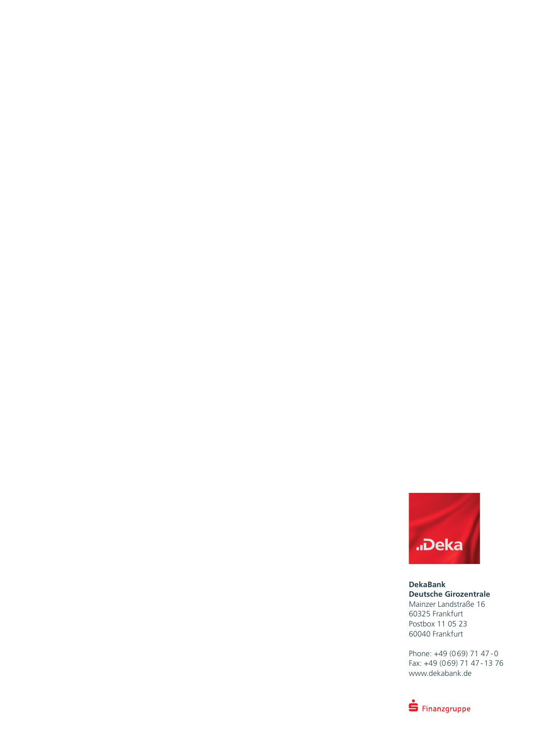**DekaBank**
**Deutsche Girozentrale**
Mainzer Landstraße 16
60325 Frankfurt
Postbox 11 05 23
60040 Frankfurt

Phone: +49 (0 69) 71 47 - 0
Fax: +49 (0 69) 71 47 - 13 76
www.dekabank.de